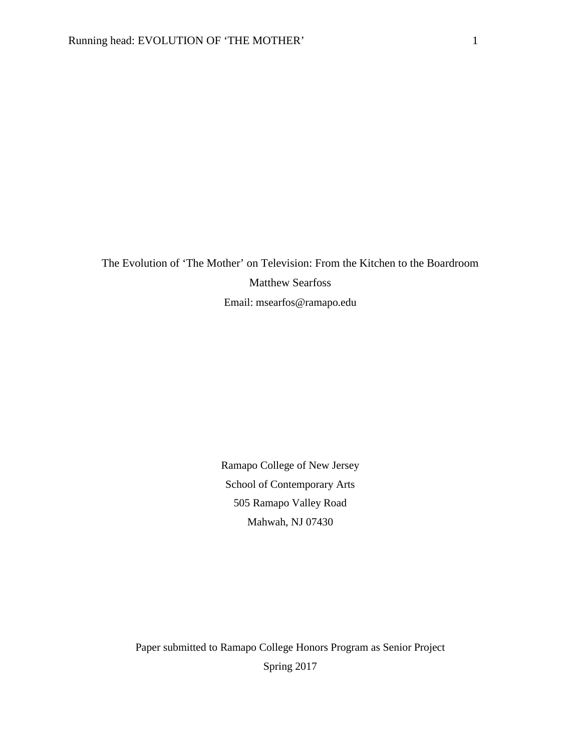# The Evolution of 'The Mother' on Television: From the Kitchen to the Boardroom

Matthew Searfoss

Email: msearfos@ramapo.edu

Ramapo College of New Jersey

School of Contemporary Arts

505 Ramapo Valley Road

Mahwah, NJ 07430

Paper submitted to Ramapo College Honors Program as Senior Project

Spring 2017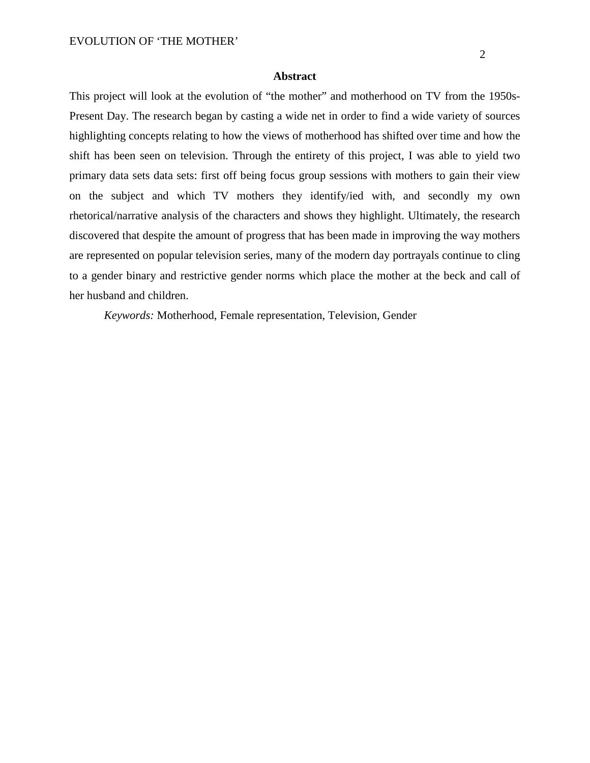## Abstract

This project will look at the evolution of "the mother" and motherhood on TV from the 1950s-Present Day. The research began by casting a wide net in order to find a wide variety of sources highlighting concepts relating to how the views of motherhood has shifted over time and how the shift has been seen on television. Through the entirety of this project, I was able to yield two primary data sets data sets: first off being focus group sessions with mothers to gain their view on the subject and which TV mothers they identify/ied with, and secondly my own rhetorical/narrative analysis of the characters and shows they highlight. Ultimately, the research discovered that despite the amount of progress that has been made in improving the way mothers are represented on popular television series, many of the modern day portrayals continue to cling to a gender binary and restrictive gender norms which place the mother at the beck and call of her husband and children.

*Keywords:* Motherhood, Female representation, Television, Gender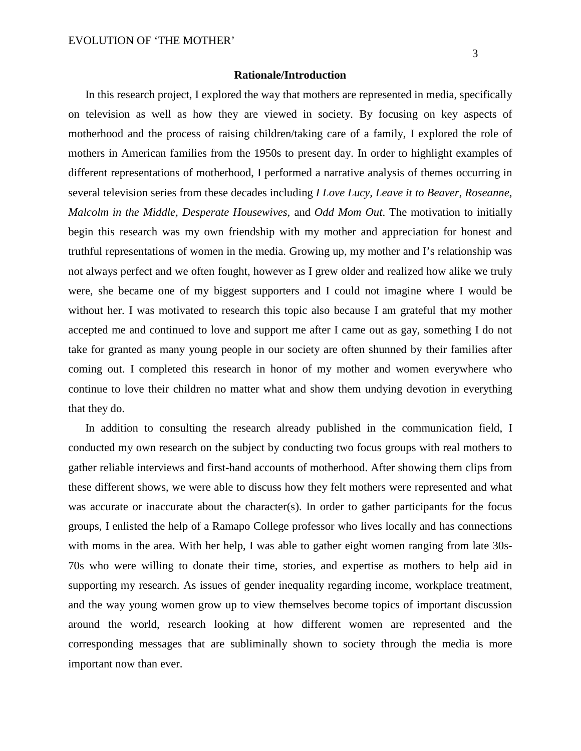## Rationale/Introduction

In this research project, I explored the way that mothers are represented in media, specifically on television as well as how they are viewed in society. By focusing on key aspects of motherhood and the process of raising children/taking care of a family, I explored the role of mothers in American families from the 1950s to present day. In order to highlight examples of different representations of motherhood, I performed a narrative analysis of themes occurring in several television series from these decades including *I Love Lucy, Leave it to Beaver, Roseanne, Malcolm in the Middle, Desperate Housewives,* and *Odd Mom Out*. The motivation to initially begin this research was my own friendship with my mother and appreciation for honest and truthful representations of women in the media. Growing up, my mother and I's relationship was not always perfect and we often fought, however as I grew older and realized how alike we truly were, she became one of my biggest supporters and I could not imagine where I would be without her. I was motivated to research this topic also because I am grateful that my mother accepted me and continued to love and support me after I came out as gay, something I do not take for granted as many young people in our society are often shunned by their families after coming out. I completed this research in honor of my mother and women everywhere who continue to love their children no matter what and show them undying devotion in everything that they do.

In addition to consulting the research already published in the communication field, I conducted my own research on the subject by conducting two focus groups with real mothers to gather reliable interviews and first-hand accounts of motherhood. After showing them clips from these different shows, we were able to discuss how they felt mothers were represented and what was accurate or inaccurate about the character(s). In order to gather participants for the focus groups, I enlisted the help of a Ramapo College professor who lives locally and has connections with moms in the area. With her help, I was able to gather eight women ranging from late 30s-70s who were willing to donate their time, stories, and expertise as mothers to help aid in supporting my research. As issues of gender inequality regarding income, workplace treatment, and the way young women grow up to view themselves become topics of important discussion around the world, research looking at how different women are represented and the corresponding messages that are subliminally shown to society through the media is more important now than ever.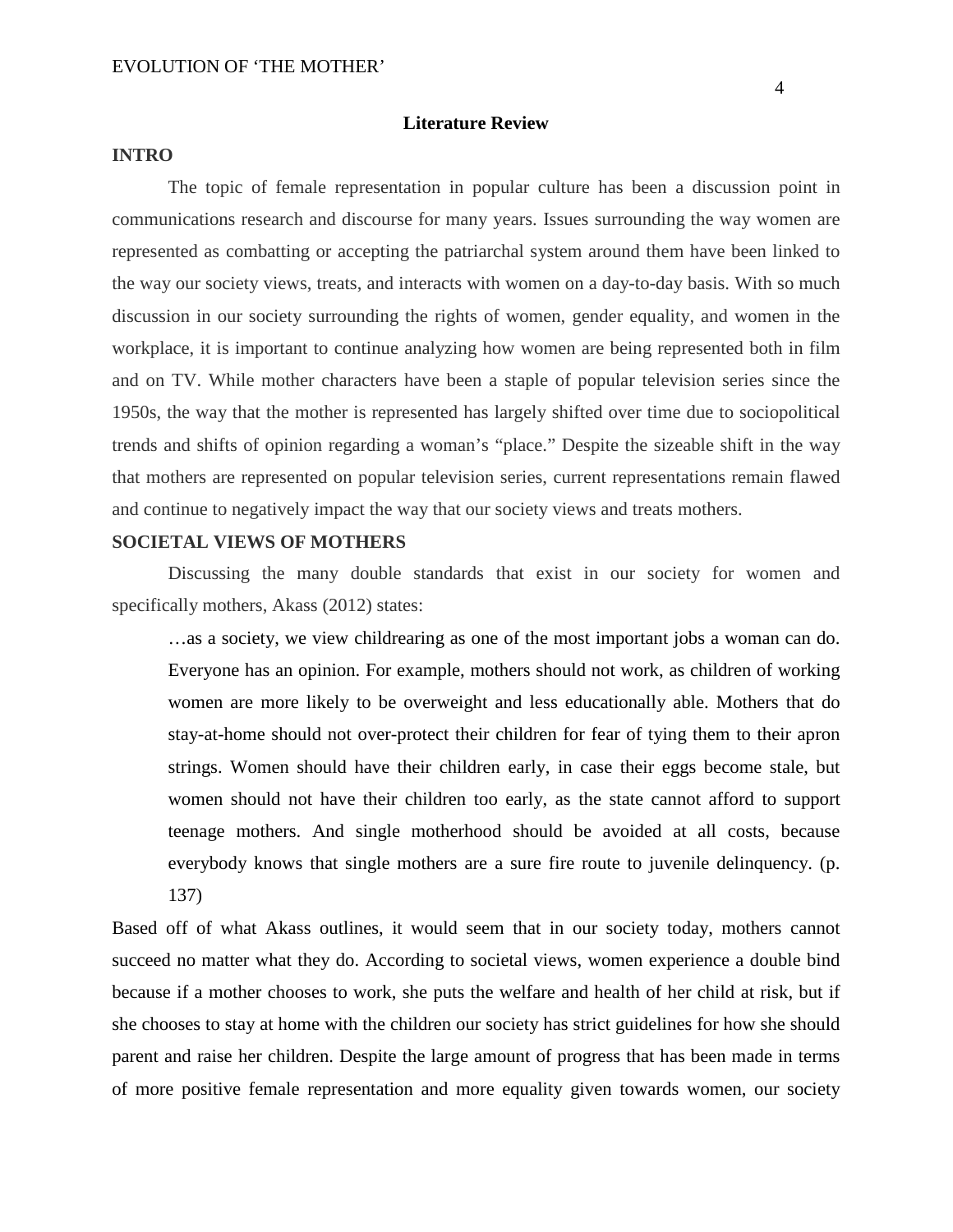## Literature Review

### INTRO

The topic of female representation in popular culture has been a discussion point in communications research and discourse for many years. Issues surrounding the way women are represented as combatting or accepting the patriarchal system around them have been linked to the way our society views, treats, and interacts with women on a day-to-day basis. With so much discussion in our society surrounding the rights of women, gender equality, and women in the workplace, it is important to continue analyzing how women are being represented both in film and on TV. While mother characters have been a staple of popular television series since the 1950s, the way that the mother is represented has largely shifted over time due to sociopolitical trends and shifts of opinion regarding a woman's "place." Despite the sizeable shift in the way that mothers are represented on popular television series, current representations remain flawed and continue to negatively impact the way that our society views and treats mothers.

### SOCIETAL VIEWS OF MOTHERS

Discussing the many double standards that exist in our society for women and specifically mothers, Akass (2012) states:

> …as a society, we view childrearing as one of the most important jobs a woman can do. Everyone has an opinion. For example, mothers should not work, as children of working women are more likely to be overweight and less educationally able. Mothers that do stay-at-home should not over-protect their children for fear of tying them to their apron strings. Women should have their children early, in case their eggs become stale, but women should not have their children too early, as the state cannot afford to support teenage mothers. And single motherhood should be avoided at all costs, because everybody knows that single mothers are a sure fire route to juvenile delinquency. (p. 137)

Based off of what Akass outlines, it would seem that in our society today, mothers cannot succeed no matter what they do. According to societal views, women experience a double bind because if a mother chooses to work, she puts the welfare and health of her child at risk, but if she chooses to stay at home with the children our society has strict guidelines for how she should parent and raise her children. Despite the large amount of progress that has been made in terms of more positive female representation and more equality given towards women, our society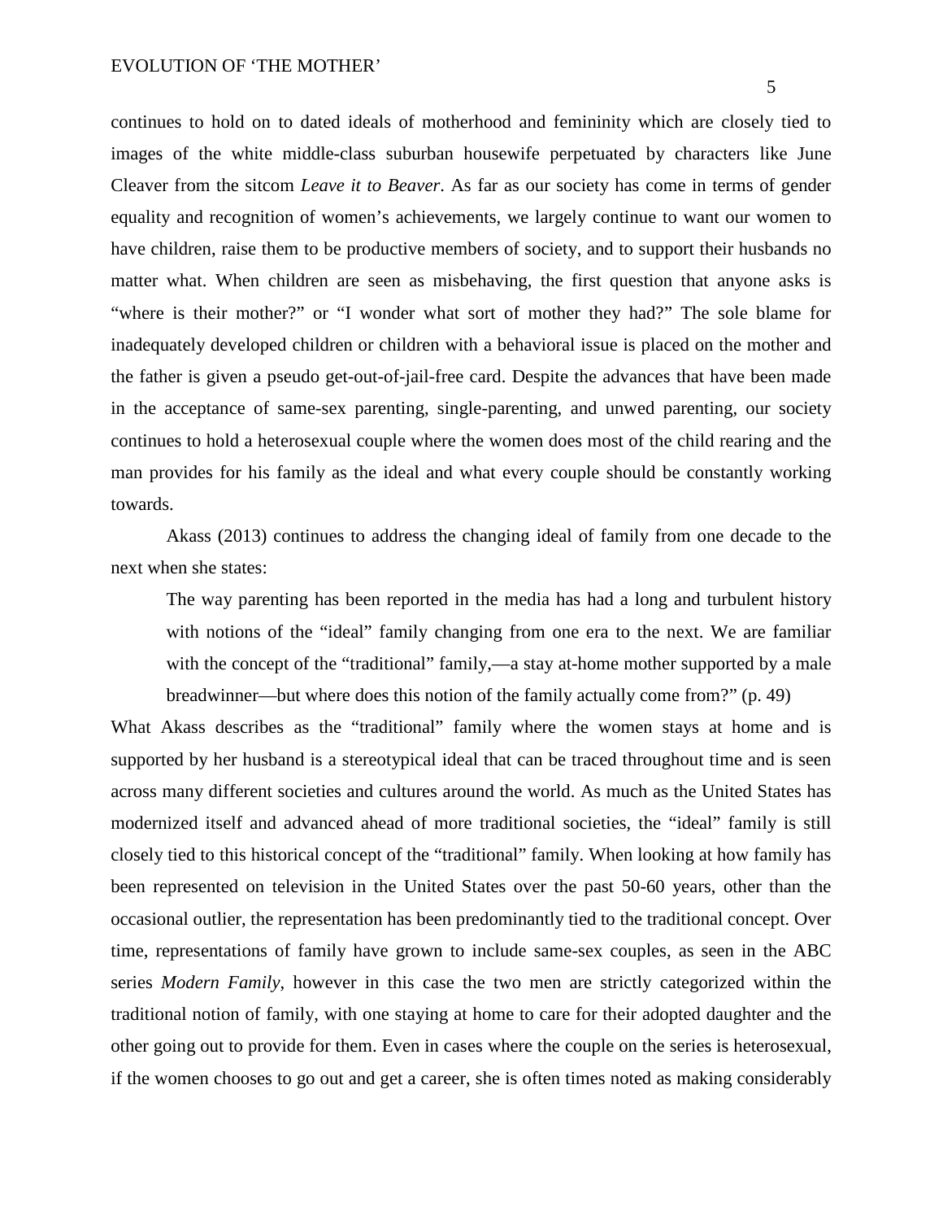continues to hold on to dated ideals of motherhood and femininity which are closely tied to images of the white middle-class suburban housewife perpetuated by characters like June Cleaver from the sitcom *Leave it to Beaver*. As far as our society has come in terms of gender equality and recognition of women's achievements, we largely continue to want our women to have children, raise them to be productive members of society, and to support their husbands no matter what. When children are seen as misbehaving, the first question that anyone asks is "where is their mother?" or "I wonder what sort of mother they had?" The sole blame for inadequately developed children or children with a behavioral issue is placed on the mother and the father is given a pseudo get-out-of-jail-free card. Despite the advances that have been made in the acceptance of same-sex parenting, single-parenting, and unwed parenting, our society continues to hold a heterosexual couple where the women does most of the child rearing and the man provides for his family as the ideal and what every couple should be constantly working towards.

Akass (2013) continues to address the changing ideal of family from one decade to the next when she states:

> The way parenting has been reported in the media has had a long and turbulent history with notions of the "ideal" family changing from one era to the next. We are familiar with the concept of the "traditional" family,—a stay at-home mother supported by a male breadwinner—but where does this notion of the family actually come from?" (p. 49)

What Akass describes as the "traditional" family where the women stays at home and is supported by her husband is a stereotypical ideal that can be traced throughout time and is seen across many different societies and cultures around the world. As much as the United States has modernized itself and advanced ahead of more traditional societies, the "ideal" family is still closely tied to this historical concept of the "traditional" family. When looking at how family has been represented on television in the United States over the past 50-60 years, other than the occasional outlier, the representation has been predominantly tied to the traditional concept. Over time, representations of family have grown to include same-sex couples, as seen in the ABC series *Modern Family*, however in this case the two men are strictly categorized within the traditional notion of family, with one staying at home to care for their adopted daughter and the other going out to provide for them. Even in cases where the couple on the series is heterosexual, if the women chooses to go out and get a career, she is often times noted as making considerably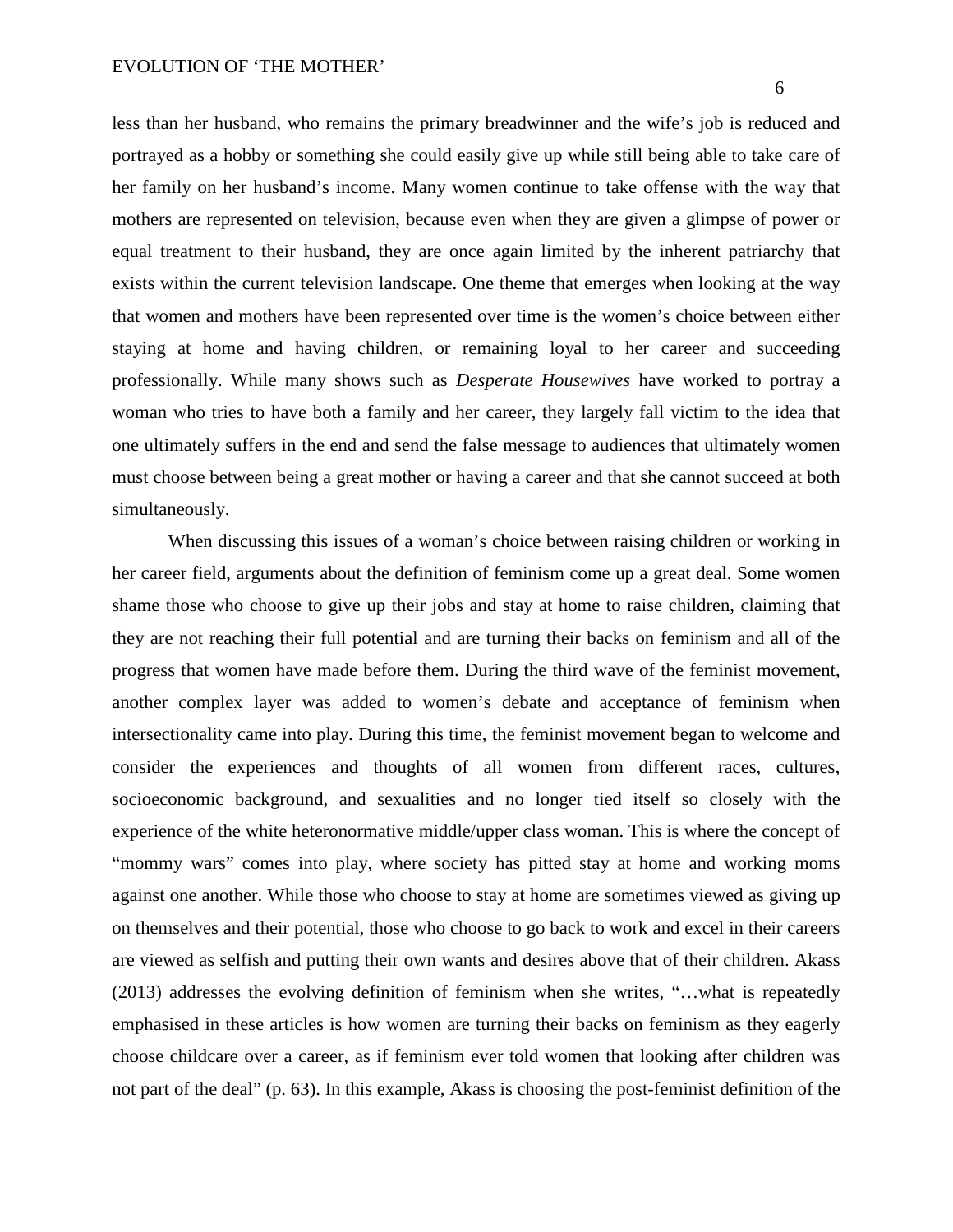less than her husband, who remains the primary breadwinner and the wife's job is reduced and portrayed as a hobby or something she could easily give up while still being able to take care of her family on her husband's income. Many women continue to take offense with the way that mothers are represented on television, because even when they are given a glimpse of power or equal treatment to their husband, they are once again limited by the inherent patriarchy that exists within the current television landscape. One theme that emerges when looking at the way that women and mothers have been represented over time is the women's choice between either staying at home and having children, or remaining loyal to her career and succeeding professionally. While many shows such as *Desperate Housewives* have worked to portray a woman who tries to have both a family and her career, they largely fall victim to the idea that one ultimately suffers in the end and send the false message to audiences that ultimately women must choose between being a great mother or having a career and that she cannot succeed at both simultaneously.

When discussing this issues of a woman's choice between raising children or working in her career field, arguments about the definition of feminism come up a great deal. Some women shame those who choose to give up their jobs and stay at home to raise children, claiming that they are not reaching their full potential and are turning their backs on feminism and all of the progress that women have made before them. During the third wave of the feminist movement, another complex layer was added to women's debate and acceptance of feminism when intersectionality came into play. During this time, the feminist movement began to welcome and consider the experiences and thoughts of all women from different races, cultures, socioeconomic background, and sexualities and no longer tied itself so closely with the experience of the white heteronormative middle/upper class woman. This is where the concept of "mommy wars" comes into play, where society has pitted stay at home and working moms against one another. While those who choose to stay at home are sometimes viewed as giving up on themselves and their potential, those who choose to go back to work and excel in their careers are viewed as selfish and putting their own wants and desires above that of their children. Akass (2013) addresses the evolving definition of feminism when she writes, "…what is repeatedly emphasised in these articles is how women are turning their backs on feminism as they eagerly choose childcare over a career, as if feminism ever told women that looking after children was not part of the deal" (p. 63). In this example, Akass is choosing the post-feminist definition of the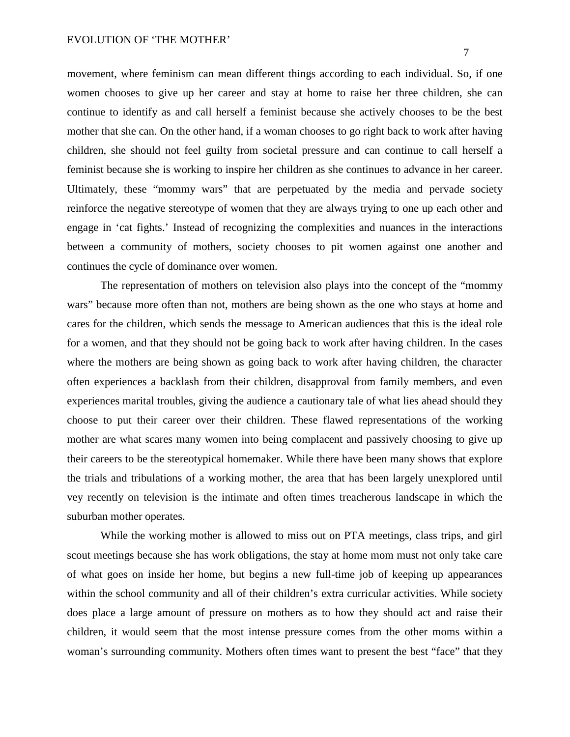movement, where feminism can mean different things according to each individual. So, if one women chooses to give up her career and stay at home to raise her three children, she can continue to identify as and call herself a feminist because she actively chooses to be the best mother that she can. On the other hand, if a woman chooses to go right back to work after having children, she should not feel guilty from societal pressure and can continue to call herself a feminist because she is working to inspire her children as she continues to advance in her career. Ultimately, these "mommy wars" that are perpetuated by the media and pervade society reinforce the negative stereotype of women that they are always trying to one up each other and engage in 'cat fights.' Instead of recognizing the complexities and nuances in the interactions between a community of mothers, society chooses to pit women against one another and continues the cycle of dominance over women.

The representation of mothers on television also plays into the concept of the "mommy wars" because more often than not, mothers are being shown as the one who stays at home and cares for the children, which sends the message to American audiences that this is the ideal role for a women, and that they should not be going back to work after having children. In the cases where the mothers are being shown as going back to work after having children, the character often experiences a backlash from their children, disapproval from family members, and even experiences marital troubles, giving the audience a cautionary tale of what lies ahead should they choose to put their career over their children. These flawed representations of the working mother are what scares many women into being complacent and passively choosing to give up their careers to be the stereotypical homemaker. While there have been many shows that explore the trials and tribulations of a working mother, the area that has been largely unexplored until vey recently on television is the intimate and often times treacherous landscape in which the suburban mother operates.

While the working mother is allowed to miss out on PTA meetings, class trips, and girl scout meetings because she has work obligations, the stay at home mom must not only take care of what goes on inside her home, but begins a new full-time job of keeping up appearances within the school community and all of their children's extra curricular activities. While society does place a large amount of pressure on mothers as to how they should act and raise their children, it would seem that the most intense pressure comes from the other moms within a woman's surrounding community. Mothers often times want to present the best "face" that they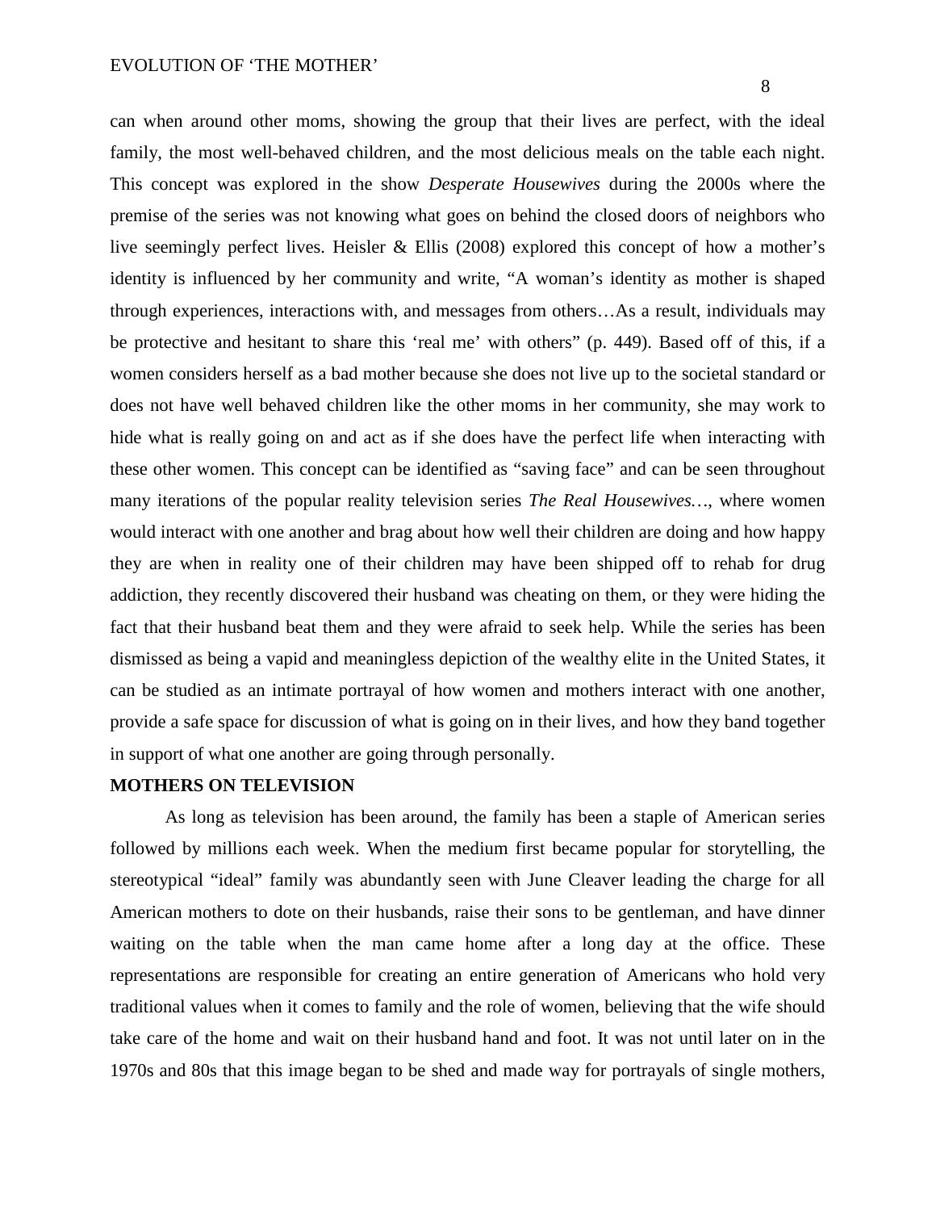can when around other moms, showing the group that their lives are perfect, with the ideal family, the most well-behaved children, and the most delicious meals on the table each night. This concept was explored in the show *Desperate Housewives* during the 2000s where the premise of the series was not knowing what goes on behind the closed doors of neighbors who live seemingly perfect lives. Heisler & Ellis (2008) explored this concept of how a mother's identity is influenced by her community and write, "A woman's identity as mother is shaped through experiences, interactions with, and messages from others…As a result, individuals may be protective and hesitant to share this 'real me' with others" (p. 449). Based off of this, if a women considers herself as a bad mother because she does not live up to the societal standard or does not have well behaved children like the other moms in her community, she may work to hide what is really going on and act as if she does have the perfect life when interacting with these other women. This concept can be identified as "saving face" and can be seen throughout many iterations of the popular reality television series *The Real Housewives…*, where women would interact with one another and brag about how well their children are doing and how happy they are when in reality one of their children may have been shipped off to rehab for drug addiction, they recently discovered their husband was cheating on them, or they were hiding the fact that their husband beat them and they were afraid to seek help. While the series has been dismissed as being a vapid and meaningless depiction of the wealthy elite in the United States, it can be studied as an intimate portrayal of how women and mothers interact with one another, provide a safe space for discussion of what is going on in their lives, and how they band together in support of what one another are going through personally.

**MOTHERS ON TELEVISION**

As long as television has been around, the family has been a staple of American series followed by millions each week. When the medium first became popular for storytelling, the stereotypical "ideal" family was abundantly seen with June Cleaver leading the charge for all American mothers to dote on their husbands, raise their sons to be gentleman, and have dinner waiting on the table when the man came home after a long day at the office. These representations are responsible for creating an entire generation of Americans who hold very traditional values when it comes to family and the role of women, believing that the wife should take care of the home and wait on their husband hand and foot. It was not until later on in the 1970s and 80s that this image began to be shed and made way for portrayals of single mothers,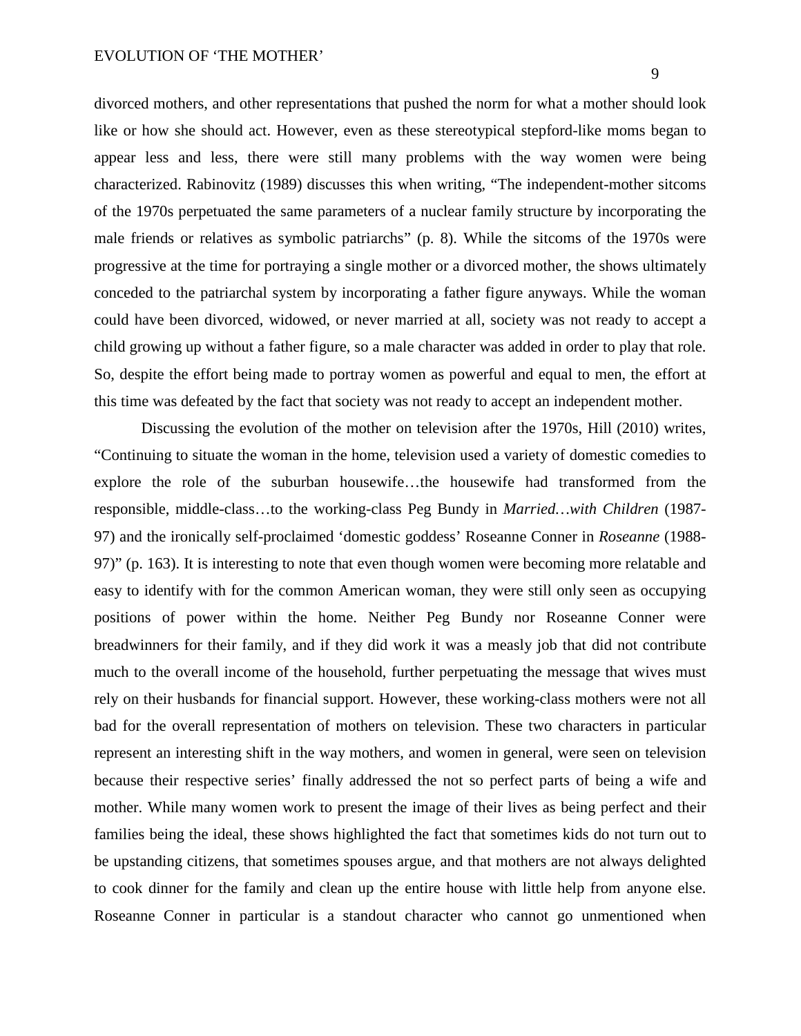divorced mothers, and other representations that pushed the norm for what a mother should look like or how she should act. However, even as these stereotypical stepford-like moms began to appear less and less, there were still many problems with the way women were being characterized. Rabinovitz (1989) discusses this when writing, "The independent-mother sitcoms of the 1970s perpetuated the same parameters of a nuclear family structure by incorporating the male friends or relatives as symbolic patriarchs" (p. 8). While the sitcoms of the 1970s were progressive at the time for portraying a single mother or a divorced mother, the shows ultimately conceded to the patriarchal system by incorporating a father figure anyways. While the woman could have been divorced, widowed, or never married at all, society was not ready to accept a child growing up without a father figure, so a male character was added in order to play that role. So, despite the effort being made to portray women as powerful and equal to men, the effort at this time was defeated by the fact that society was not ready to accept an independent mother.

Discussing the evolution of the mother on television after the 1970s, Hill (2010) writes, "Continuing to situate the woman in the home, television used a variety of domestic comedies to explore the role of the suburban housewife…the housewife had transformed from the responsible, middle-class…to the working-class Peg Bundy in *Married…with Children* (1987-97) and the ironically self-proclaimed 'domestic goddess' Roseanne Conner in *Roseanne* (1988-97)" (p. 163). It is interesting to note that even though women were becoming more relatable and easy to identify with for the common American woman, they were still only seen as occupying positions of power within the home. Neither Peg Bundy nor Roseanne Conner were breadwinners for their family, and if they did work it was a measly job that did not contribute much to the overall income of the household, further perpetuating the message that wives must rely on their husbands for financial support. However, these working-class mothers were not all bad for the overall representation of mothers on television. These two characters in particular represent an interesting shift in the way mothers, and women in general, were seen on television because their respective series' finally addressed the not so perfect parts of being a wife and mother. While many women work to present the image of their lives as being perfect and their families being the ideal, these shows highlighted the fact that sometimes kids do not turn out to be upstanding citizens, that sometimes spouses argue, and that mothers are not always delighted to cook dinner for the family and clean up the entire house with little help from anyone else. Roseanne Conner in particular is a standout character who cannot go unmentioned when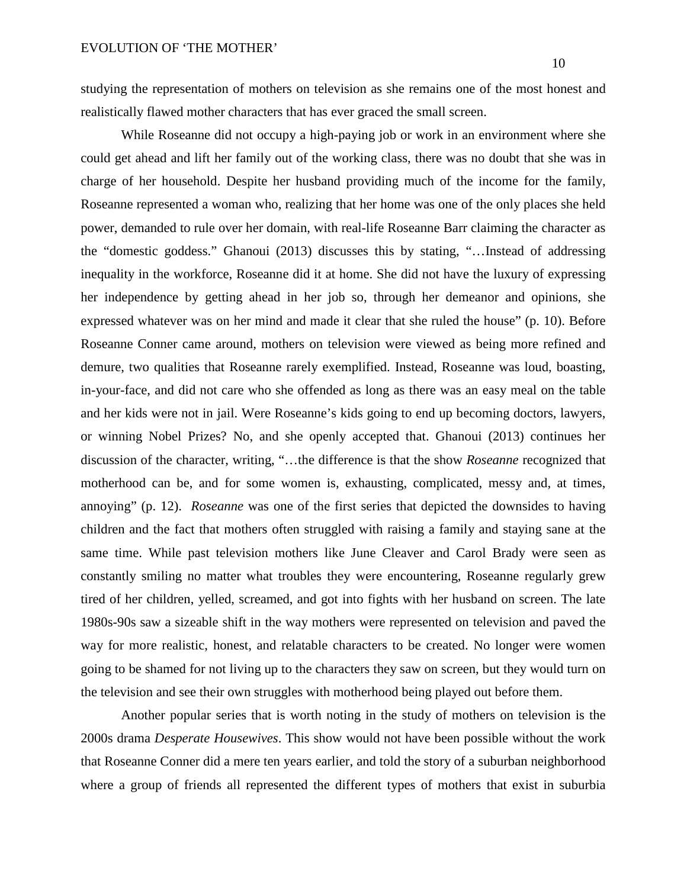studying the representation of mothers on television as she remains one of the most honest and realistically flawed mother characters that has ever graced the small screen.

While Roseanne did not occupy a high-paying job or work in an environment where she could get ahead and lift her family out of the working class, there was no doubt that she was in charge of her household. Despite her husband providing much of the income for the family, Roseanne represented a woman who, realizing that her home was one of the only places she held power, demanded to rule over her domain, with real-life Roseanne Barr claiming the character as the "domestic goddess." Ghanoui (2013) discusses this by stating, "…Instead of addressing inequality in the workforce, Roseanne did it at home. She did not have the luxury of expressing her independence by getting ahead in her job so, through her demeanor and opinions, she expressed whatever was on her mind and made it clear that she ruled the house" (p. 10). Before Roseanne Conner came around, mothers on television were viewed as being more refined and demure, two qualities that Roseanne rarely exemplified. Instead, Roseanne was loud, boasting, in-your-face, and did not care who she offended as long as there was an easy meal on the table and her kids were not in jail. Were Roseanne's kids going to end up becoming doctors, lawyers, or winning Nobel Prizes? No, and she openly accepted that. Ghanoui (2013) continues her discussion of the character, writing, "…the difference is that the show *Roseanne* recognized that motherhood can be, and for some women is, exhausting, complicated, messy and, at times, annoying" (p. 12). *Roseanne* was one of the first series that depicted the downsides to having children and the fact that mothers often struggled with raising a family and staying sane at the same time. While past television mothers like June Cleaver and Carol Brady were seen as constantly smiling no matter what troubles they were encountering, Roseanne regularly grew tired of her children, yelled, screamed, and got into fights with her husband on screen. The late 1980s-90s saw a sizeable shift in the way mothers were represented on television and paved the way for more realistic, honest, and relatable characters to be created. No longer were women going to be shamed for not living up to the characters they saw on screen, but they would turn on the television and see their own struggles with motherhood being played out before them.

Another popular series that is worth noting in the study of mothers on television is the 2000s drama *Desperate Housewives*. This show would not have been possible without the work that Roseanne Conner did a mere ten years earlier, and told the story of a suburban neighborhood where a group of friends all represented the different types of mothers that exist in suburbia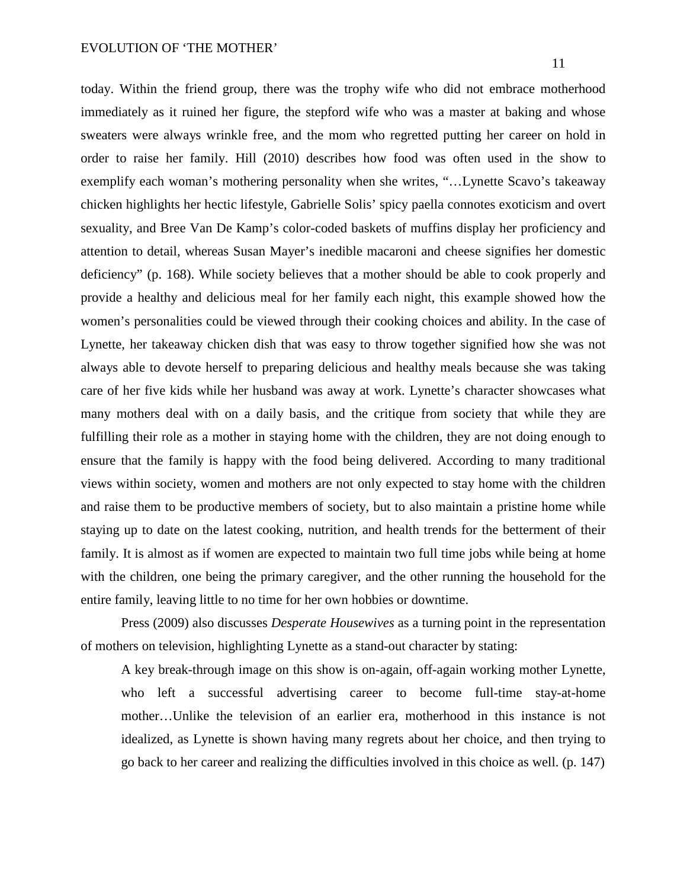today. Within the friend group, there was the trophy wife who did not embrace motherhood immediately as it ruined her figure, the stepford wife who was a master at baking and whose sweaters were always wrinkle free, and the mom who regretted putting her career on hold in order to raise her family. Hill (2010) describes how food was often used in the show to exemplify each woman's mothering personality when she writes, "…Lynette Scavo's takeaway chicken highlights her hectic lifestyle, Gabrielle Solis' spicy paella connotes exoticism and overt sexuality, and Bree Van De Kamp's color-coded baskets of muffins display her proficiency and attention to detail, whereas Susan Mayer's inedible macaroni and cheese signifies her domestic deficiency" (p. 168). While society believes that a mother should be able to cook properly and provide a healthy and delicious meal for her family each night, this example showed how the women's personalities could be viewed through their cooking choices and ability. In the case of Lynette, her takeaway chicken dish that was easy to throw together signified how she was not always able to devote herself to preparing delicious and healthy meals because she was taking care of her five kids while her husband was away at work. Lynette's character showcases what many mothers deal with on a daily basis, and the critique from society that while they are fulfilling their role as a mother in staying home with the children, they are not doing enough to ensure that the family is happy with the food being delivered. According to many traditional views within society, women and mothers are not only expected to stay home with the children and raise them to be productive members of society, but to also maintain a pristine home while staying up to date on the latest cooking, nutrition, and health trends for the betterment of their family. It is almost as if women are expected to maintain two full time jobs while being at home with the children, one being the primary caregiver, and the other running the household for the entire family, leaving little to no time for her own hobbies or downtime.

Press (2009) also discusses *Desperate Housewives* as a turning point in the representation of mothers on television, highlighting Lynette as a stand-out character by stating:

> A key break-through image on this show is on-again, off-again working mother Lynette, who left a successful advertising career to become full-time stay-at-home mother…Unlike the television of an earlier era, motherhood in this instance is not idealized, as Lynette is shown having many regrets about her choice, and then trying to go back to her career and realizing the difficulties involved in this choice as well. (p. 147)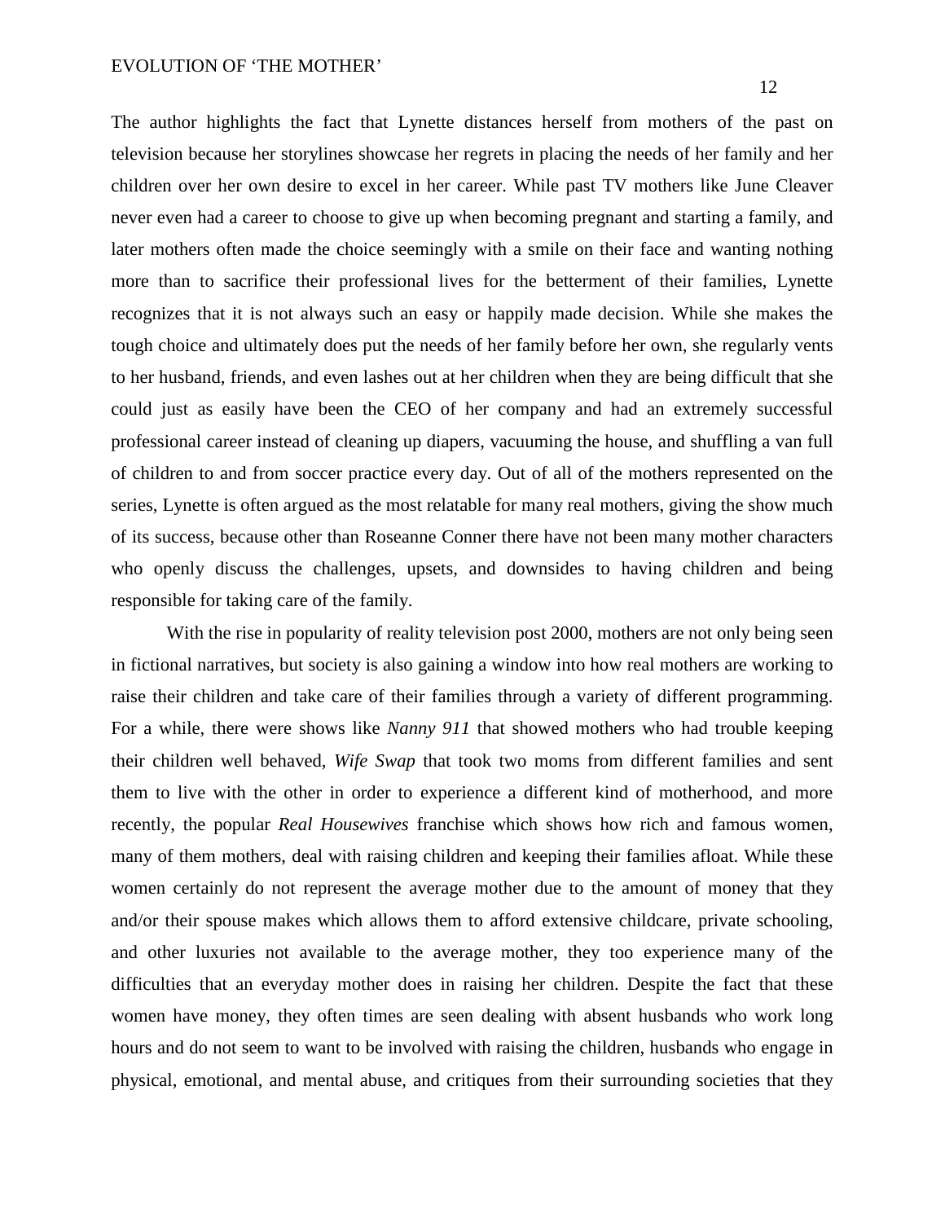The author highlights the fact that Lynette distances herself from mothers of the past on television because her storylines showcase her regrets in placing the needs of her family and her children over her own desire to excel in her career. While past TV mothers like June Cleaver never even had a career to choose to give up when becoming pregnant and starting a family, and later mothers often made the choice seemingly with a smile on their face and wanting nothing more than to sacrifice their professional lives for the betterment of their families, Lynette recognizes that it is not always such an easy or happily made decision. While she makes the tough choice and ultimately does put the needs of her family before her own, she regularly vents to her husband, friends, and even lashes out at her children when they are being difficult that she could just as easily have been the CEO of her company and had an extremely successful professional career instead of cleaning up diapers, vacuuming the house, and shuffling a van full of children to and from soccer practice every day. Out of all of the mothers represented on the series, Lynette is often argued as the most relatable for many real mothers, giving the show much of its success, because other than Roseanne Conner there have not been many mother characters who openly discuss the challenges, upsets, and downsides to having children and being responsible for taking care of the family.

With the rise in popularity of reality television post 2000, mothers are not only being seen in fictional narratives, but society is also gaining a window into how real mothers are working to raise their children and take care of their families through a variety of different programming. For a while, there were shows like *Nanny 911* that showed mothers who had trouble keeping their children well behaved, *Wife Swap* that took two moms from different families and sent them to live with the other in order to experience a different kind of motherhood, and more recently, the popular *Real Housewives* franchise which shows how rich and famous women, many of them mothers, deal with raising children and keeping their families afloat. While these women certainly do not represent the average mother due to the amount of money that they and/or their spouse makes which allows them to afford extensive childcare, private schooling, and other luxuries not available to the average mother, they too experience many of the difficulties that an everyday mother does in raising her children. Despite the fact that these women have money, they often times are seen dealing with absent husbands who work long hours and do not seem to want to be involved with raising the children, husbands who engage in physical, emotional, and mental abuse, and critiques from their surrounding societies that they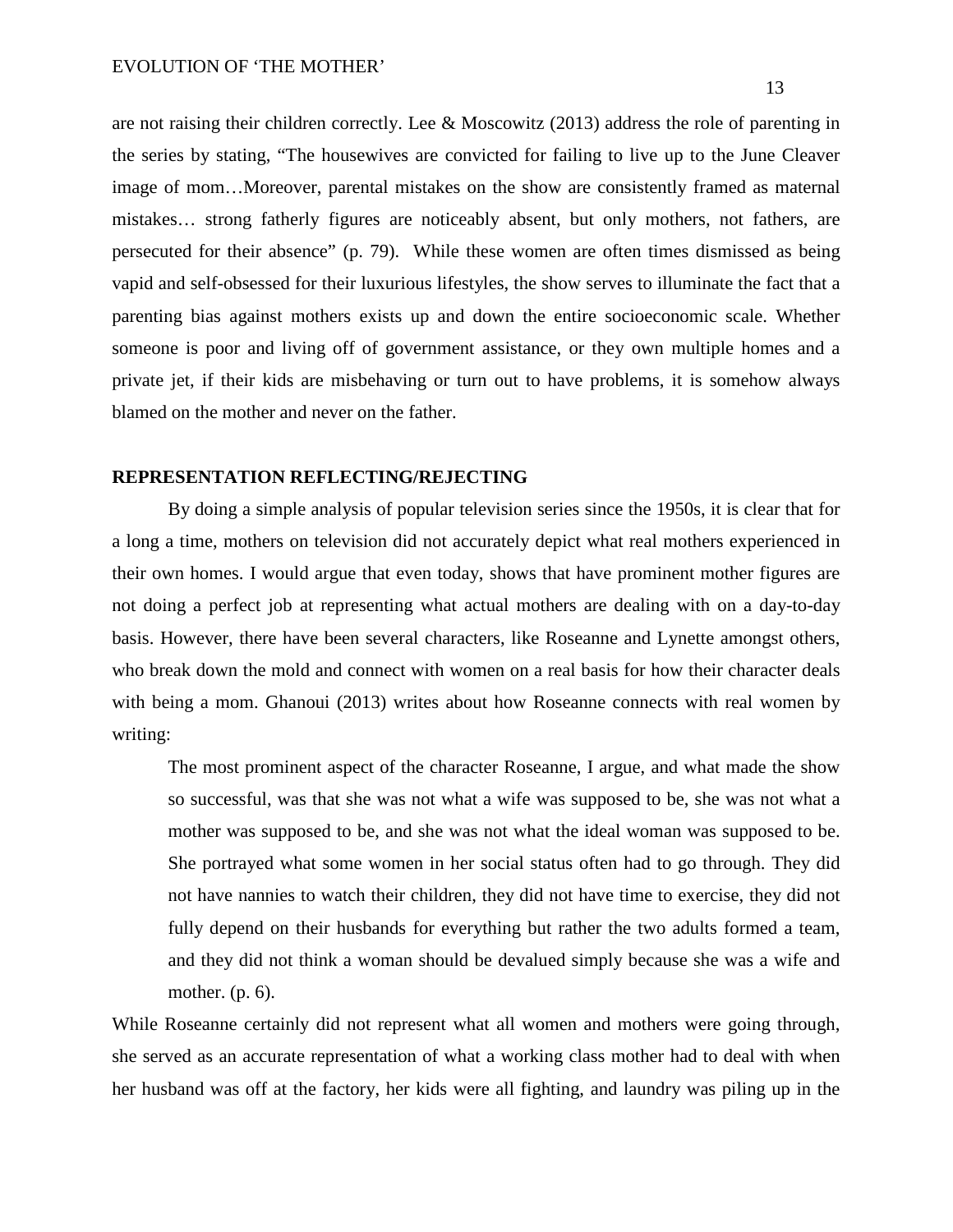are not raising their children correctly. Lee & Moscowitz (2013) address the role of parenting in the series by stating, "The housewives are convicted for failing to live up to the June Cleaver image of mom…Moreover, parental mistakes on the show are consistently framed as maternal mistakes… strong fatherly figures are noticeably absent, but only mothers, not fathers, are persecuted for their absence" (p. 79). While these women are often times dismissed as being vapid and self-obsessed for their luxurious lifestyles, the show serves to illuminate the fact that a parenting bias against mothers exists up and down the entire socioeconomic scale. Whether someone is poor and living off of government assistance, or they own multiple homes and a private jet, if their kids are misbehaving or turn out to have problems, it is somehow always blamed on the mother and never on the father.

## REPRESENTATION REFLECTING/REJECTING

By doing a simple analysis of popular television series since the 1950s, it is clear that for a long a time, mothers on television did not accurately depict what real mothers experienced in their own homes. I would argue that even today, shows that have prominent mother figures are not doing a perfect job at representing what actual mothers are dealing with on a day-to-day basis. However, there have been several characters, like Roseanne and Lynette amongst others, who break down the mold and connect with women on a real basis for how their character deals with being a mom. Ghanoui (2013) writes about how Roseanne connects with real women by writing:

> The most prominent aspect of the character Roseanne, I argue, and what made the show so successful, was that she was not what a wife was supposed to be, she was not what a mother was supposed to be, and she was not what the ideal woman was supposed to be. She portrayed what some women in her social status often had to go through. They did not have nannies to watch their children, they did not have time to exercise, they did not fully depend on their husbands for everything but rather the two adults formed a team, and they did not think a woman should be devalued simply because she was a wife and mother. (p. 6).

While Roseanne certainly did not represent what all women and mothers were going through, she served as an accurate representation of what a working class mother had to deal with when her husband was off at the factory, her kids were all fighting, and laundry was piling up in the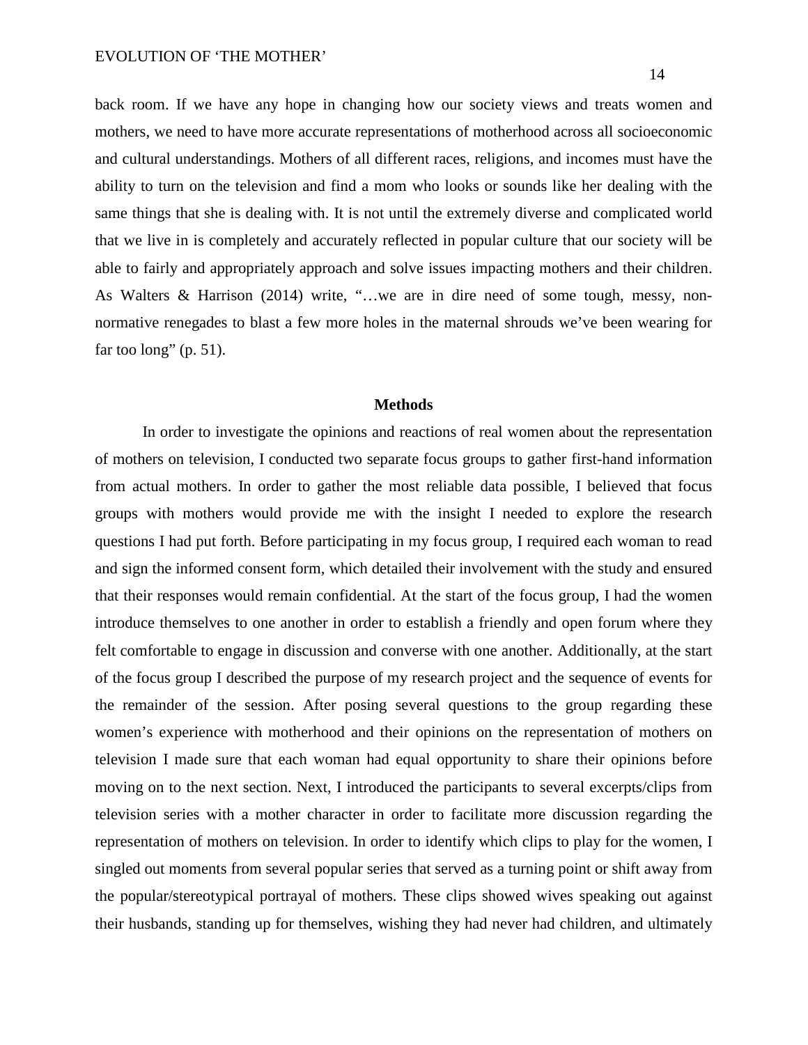back room. If we have any hope in changing how our society views and treats women and mothers, we need to have more accurate representations of motherhood across all socioeconomic and cultural understandings. Mothers of all different races, religions, and incomes must have the ability to turn on the television and find a mom who looks or sounds like her dealing with the same things that she is dealing with. It is not until the extremely diverse and complicated world that we live in is completely and accurately reflected in popular culture that our society will be able to fairly and appropriately approach and solve issues impacting mothers and their children. As Walters & Harrison (2014) write, "…we are in dire need of some tough, messy, non-normative renegades to blast a few more holes in the maternal shrouds we've been wearing for far too long" (p. 51).

## Methods

In order to investigate the opinions and reactions of real women about the representation of mothers on television, I conducted two separate focus groups to gather first-hand information from actual mothers. In order to gather the most reliable data possible, I believed that focus groups with mothers would provide me with the insight I needed to explore the research questions I had put forth. Before participating in my focus group, I required each woman to read and sign the informed consent form, which detailed their involvement with the study and ensured that their responses would remain confidential. At the start of the focus group, I had the women introduce themselves to one another in order to establish a friendly and open forum where they felt comfortable to engage in discussion and converse with one another. Additionally, at the start of the focus group I described the purpose of my research project and the sequence of events for the remainder of the session. After posing several questions to the group regarding these women's experience with motherhood and their opinions on the representation of mothers on television I made sure that each woman had equal opportunity to share their opinions before moving on to the next section. Next, I introduced the participants to several excerpts/clips from television series with a mother character in order to facilitate more discussion regarding the representation of mothers on television. In order to identify which clips to play for the women, I singled out moments from several popular series that served as a turning point or shift away from the popular/stereotypical portrayal of mothers. These clips showed wives speaking out against their husbands, standing up for themselves, wishing they had never had children, and ultimately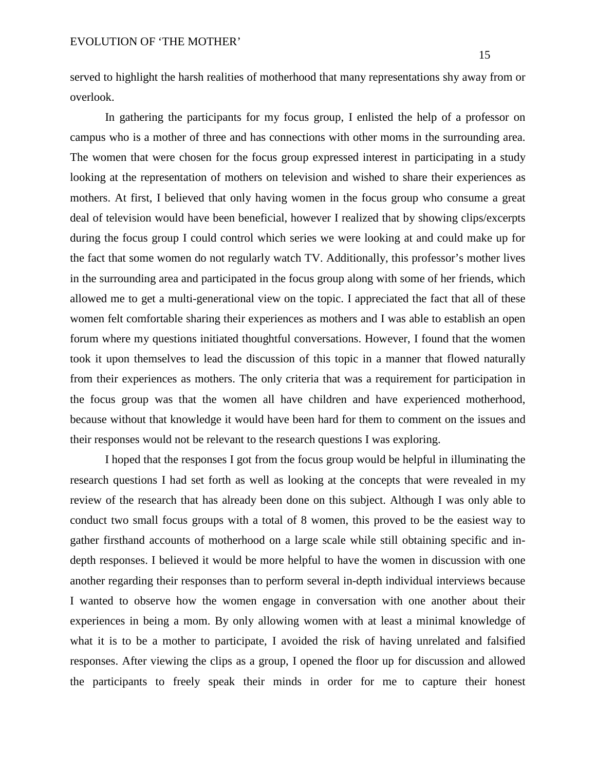served to highlight the harsh realities of motherhood that many representations shy away from or overlook.

In gathering the participants for my focus group, I enlisted the help of a professor on campus who is a mother of three and has connections with other moms in the surrounding area. The women that were chosen for the focus group expressed interest in participating in a study looking at the representation of mothers on television and wished to share their experiences as mothers. At first, I believed that only having women in the focus group who consume a great deal of television would have been beneficial, however I realized that by showing clips/excerpts during the focus group I could control which series we were looking at and could make up for the fact that some women do not regularly watch TV. Additionally, this professor's mother lives in the surrounding area and participated in the focus group along with some of her friends, which allowed me to get a multi-generational view on the topic. I appreciated the fact that all of these women felt comfortable sharing their experiences as mothers and I was able to establish an open forum where my questions initiated thoughtful conversations. However, I found that the women took it upon themselves to lead the discussion of this topic in a manner that flowed naturally from their experiences as mothers. The only criteria that was a requirement for participation in the focus group was that the women all have children and have experienced motherhood, because without that knowledge it would have been hard for them to comment on the issues and their responses would not be relevant to the research questions I was exploring.

I hoped that the responses I got from the focus group would be helpful in illuminating the research questions I had set forth as well as looking at the concepts that were revealed in my review of the research that has already been done on this subject. Although I was only able to conduct two small focus groups with a total of 8 women, this proved to be the easiest way to gather firsthand accounts of motherhood on a large scale while still obtaining specific and in-depth responses. I believed it would be more helpful to have the women in discussion with one another regarding their responses than to perform several in-depth individual interviews because I wanted to observe how the women engage in conversation with one another about their experiences in being a mom. By only allowing women with at least a minimal knowledge of what it is to be a mother to participate, I avoided the risk of having unrelated and falsified responses. After viewing the clips as a group, I opened the floor up for discussion and allowed the participants to freely speak their minds in order for me to capture their honest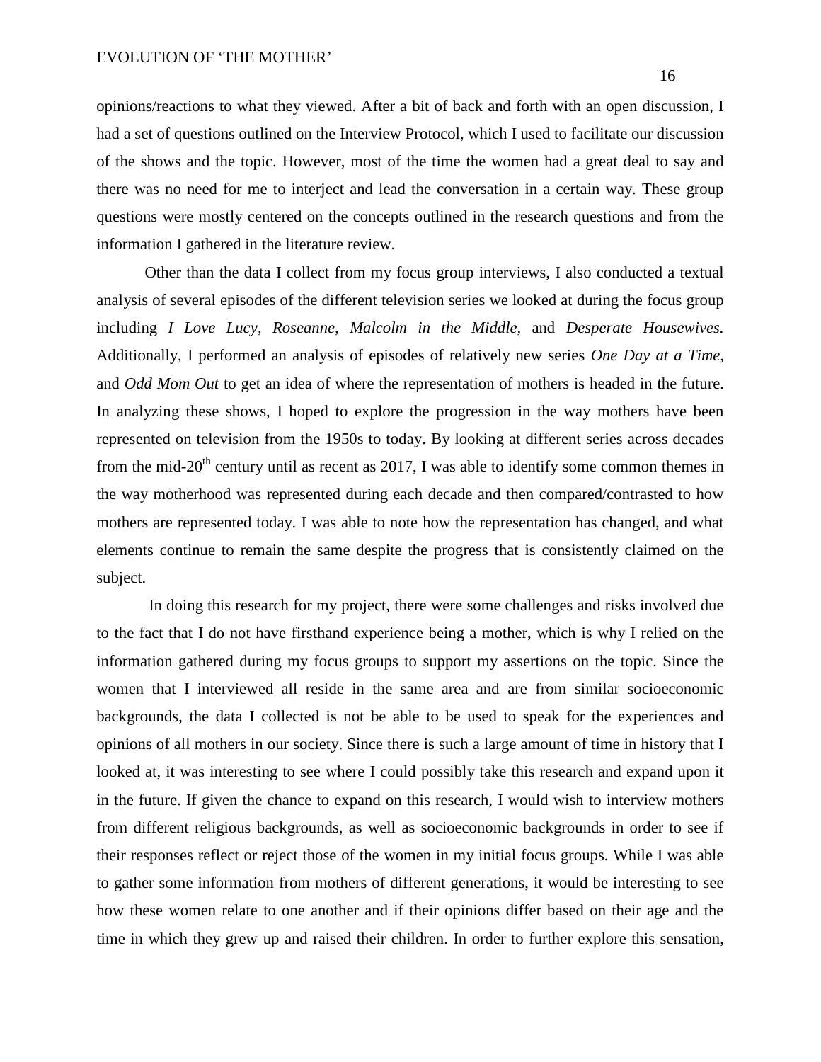opinions/reactions to what they viewed. After a bit of back and forth with an open discussion, I had a set of questions outlined on the Interview Protocol, which I used to facilitate our discussion of the shows and the topic. However, most of the time the women had a great deal to say and there was no need for me to interject and lead the conversation in a certain way. These group questions were mostly centered on the concepts outlined in the research questions and from the information I gathered in the literature review.

Other than the data I collect from my focus group interviews, I also conducted a textual analysis of several episodes of the different television series we looked at during the focus group including *I Love Lucy, Roseanne, Malcolm in the Middle,* and *Desperate Housewives.* Additionally, I performed an analysis of episodes of relatively new series *One Day at a Time,* and *Odd Mom Out* to get an idea of where the representation of mothers is headed in the future. In analyzing these shows, I hoped to explore the progression in the way mothers have been represented on television from the 1950s to today. By looking at different series across decades from the mid-20th century until as recent as 2017, I was able to identify some common themes in the way motherhood was represented during each decade and then compared/contrasted to how mothers are represented today. I was able to note how the representation has changed, and what elements continue to remain the same despite the progress that is consistently claimed on the subject.

In doing this research for my project, there were some challenges and risks involved due to the fact that I do not have firsthand experience being a mother, which is why I relied on the information gathered during my focus groups to support my assertions on the topic. Since the women that I interviewed all reside in the same area and are from similar socioeconomic backgrounds, the data I collected is not be able to be used to speak for the experiences and opinions of all mothers in our society. Since there is such a large amount of time in history that I looked at, it was interesting to see where I could possibly take this research and expand upon it in the future. If given the chance to expand on this research, I would wish to interview mothers from different religious backgrounds, as well as socioeconomic backgrounds in order to see if their responses reflect or reject those of the women in my initial focus groups. While I was able to gather some information from mothers of different generations, it would be interesting to see how these women relate to one another and if their opinions differ based on their age and the time in which they grew up and raised their children. In order to further explore this sensation,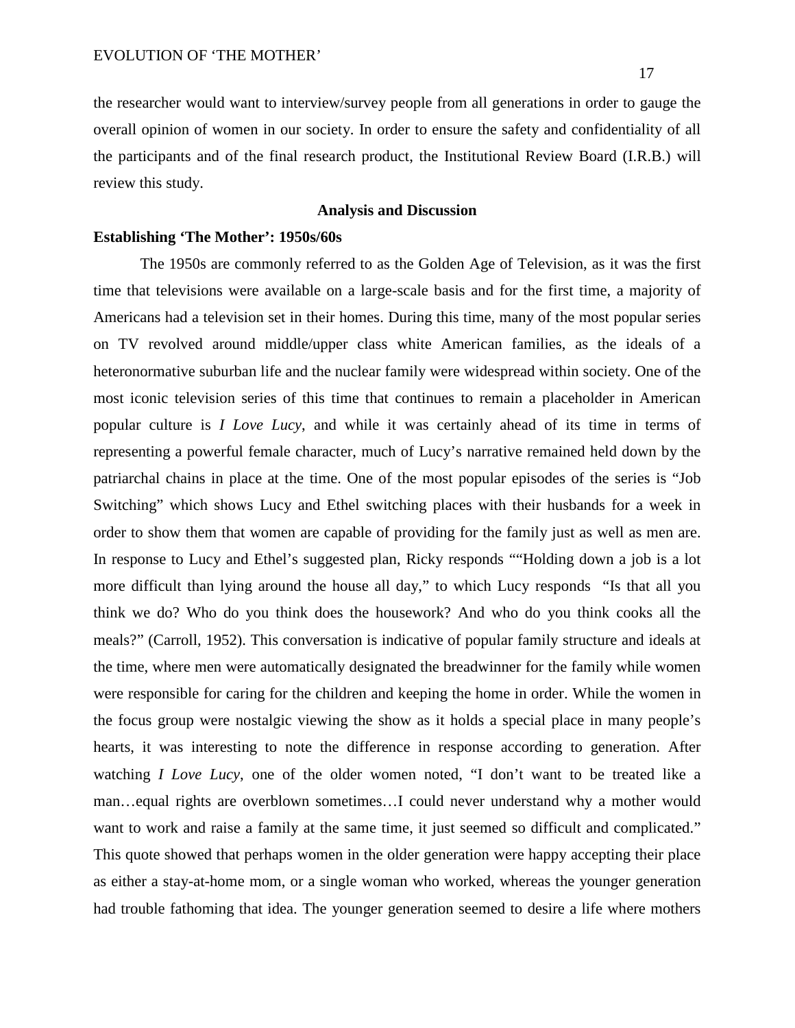the researcher would want to interview/survey people from all generations in order to gauge the overall opinion of women in our society. In order to ensure the safety and confidentiality of all the participants and of the final research product, the Institutional Review Board (I.R.B.) will review this study.

## Analysis and Discussion

### Establishing 'The Mother': 1950s/60s

The 1950s are commonly referred to as the Golden Age of Television, as it was the first time that televisions were available on a large-scale basis and for the first time, a majority of Americans had a television set in their homes. During this time, many of the most popular series on TV revolved around middle/upper class white American families, as the ideals of a heteronormative suburban life and the nuclear family were widespread within society. One of the most iconic television series of this time that continues to remain a placeholder in American popular culture is *I Love Lucy*, and while it was certainly ahead of its time in terms of representing a powerful female character, much of Lucy's narrative remained held down by the patriarchal chains in place at the time. One of the most popular episodes of the series is "Job Switching" which shows Lucy and Ethel switching places with their husbands for a week in order to show them that women are capable of providing for the family just as well as men are. In response to Lucy and Ethel's suggested plan, Ricky responds ""Holding down a job is a lot more difficult than lying around the house all day," to which Lucy responds "Is that all you think we do? Who do you think does the housework? And who do you think cooks all the meals?" (Carroll, 1952). This conversation is indicative of popular family structure and ideals at the time, where men were automatically designated the breadwinner for the family while women were responsible for caring for the children and keeping the home in order. While the women in the focus group were nostalgic viewing the show as it holds a special place in many people's hearts, it was interesting to note the difference in response according to generation. After watching *I Love Lucy*, one of the older women noted, "I don't want to be treated like a man…equal rights are overblown sometimes…I could never understand why a mother would want to work and raise a family at the same time, it just seemed so difficult and complicated." This quote showed that perhaps women in the older generation were happy accepting their place as either a stay-at-home mom, or a single woman who worked, whereas the younger generation had trouble fathoming that idea. The younger generation seemed to desire a life where mothers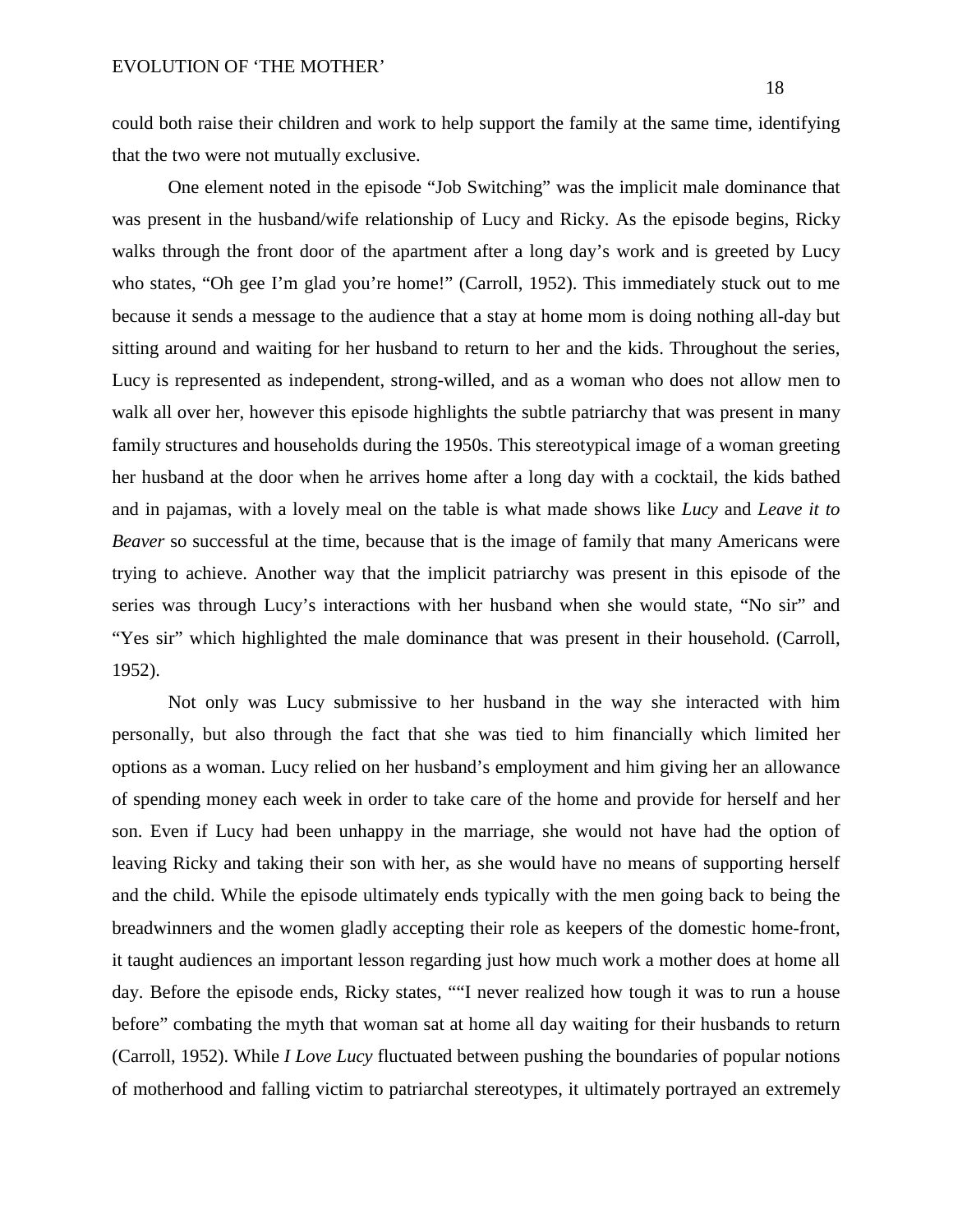could both raise their children and work to help support the family at the same time, identifying that the two were not mutually exclusive.

One element noted in the episode "Job Switching" was the implicit male dominance that was present in the husband/wife relationship of Lucy and Ricky. As the episode begins, Ricky walks through the front door of the apartment after a long day's work and is greeted by Lucy who states, "Oh gee I'm glad you're home!" (Carroll, 1952). This immediately stuck out to me because it sends a message to the audience that a stay at home mom is doing nothing all-day but sitting around and waiting for her husband to return to her and the kids. Throughout the series, Lucy is represented as independent, strong-willed, and as a woman who does not allow men to walk all over her, however this episode highlights the subtle patriarchy that was present in many family structures and households during the 1950s. This stereotypical image of a woman greeting her husband at the door when he arrives home after a long day with a cocktail, the kids bathed and in pajamas, with a lovely meal on the table is what made shows like *Lucy* and *Leave it to Beaver* so successful at the time, because that is the image of family that many Americans were trying to achieve. Another way that the implicit patriarchy was present in this episode of the series was through Lucy's interactions with her husband when she would state, "No sir" and "Yes sir" which highlighted the male dominance that was present in their household. (Carroll, 1952).

Not only was Lucy submissive to her husband in the way she interacted with him personally, but also through the fact that she was tied to him financially which limited her options as a woman. Lucy relied on her husband's employment and him giving her an allowance of spending money each week in order to take care of the home and provide for herself and her son. Even if Lucy had been unhappy in the marriage, she would not have had the option of leaving Ricky and taking their son with her, as she would have no means of supporting herself and the child. While the episode ultimately ends typically with the men going back to being the breadwinners and the women gladly accepting their role as keepers of the domestic home-front, it taught audiences an important lesson regarding just how much work a mother does at home all day. Before the episode ends, Ricky states, ""I never realized how tough it was to run a house before" combating the myth that woman sat at home all day waiting for their husbands to return (Carroll, 1952). While *I Love Lucy* fluctuated between pushing the boundaries of popular notions of motherhood and falling victim to patriarchal stereotypes, it ultimately portrayed an extremely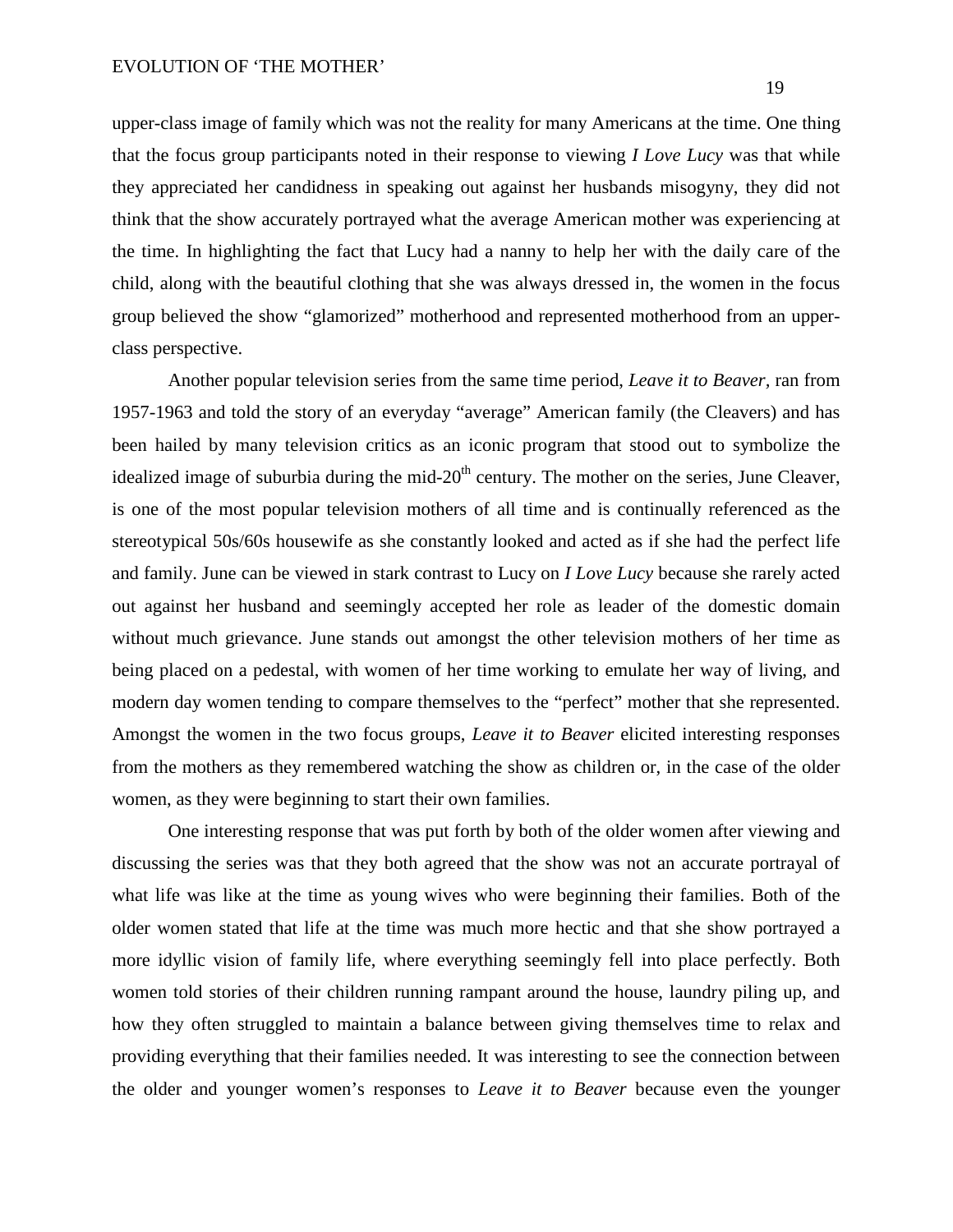upper-class image of family which was not the reality for many Americans at the time. One thing that the focus group participants noted in their response to viewing *I Love Lucy* was that while they appreciated her candidness in speaking out against her husbands misogyny, they did not think that the show accurately portrayed what the average American mother was experiencing at the time. In highlighting the fact that Lucy had a nanny to help her with the daily care of the child, along with the beautiful clothing that she was always dressed in, the women in the focus group believed the show "glamorized" motherhood and represented motherhood from an upper-class perspective.

Another popular television series from the same time period, *Leave it to Beaver*, ran from 1957-1963 and told the story of an everyday "average" American family (the Cleavers) and has been hailed by many television critics as an iconic program that stood out to symbolize the idealized image of suburbia during the mid-20th century. The mother on the series, June Cleaver, is one of the most popular television mothers of all time and is continually referenced as the stereotypical 50s/60s housewife as she constantly looked and acted as if she had the perfect life and family. June can be viewed in stark contrast to Lucy on *I Love Lucy* because she rarely acted out against her husband and seemingly accepted her role as leader of the domestic domain without much grievance. June stands out amongst the other television mothers of her time as being placed on a pedestal, with women of her time working to emulate her way of living, and modern day women tending to compare themselves to the "perfect" mother that she represented. Amongst the women in the two focus groups, *Leave it to Beaver* elicited interesting responses from the mothers as they remembered watching the show as children or, in the case of the older women, as they were beginning to start their own families.

One interesting response that was put forth by both of the older women after viewing and discussing the series was that they both agreed that the show was not an accurate portrayal of what life was like at the time as young wives who were beginning their families. Both of the older women stated that life at the time was much more hectic and that she show portrayed a more idyllic vision of family life, where everything seemingly fell into place perfectly. Both women told stories of their children running rampant around the house, laundry piling up, and how they often struggled to maintain a balance between giving themselves time to relax and providing everything that their families needed. It was interesting to see the connection between the older and younger women's responses to *Leave it to Beaver* because even the younger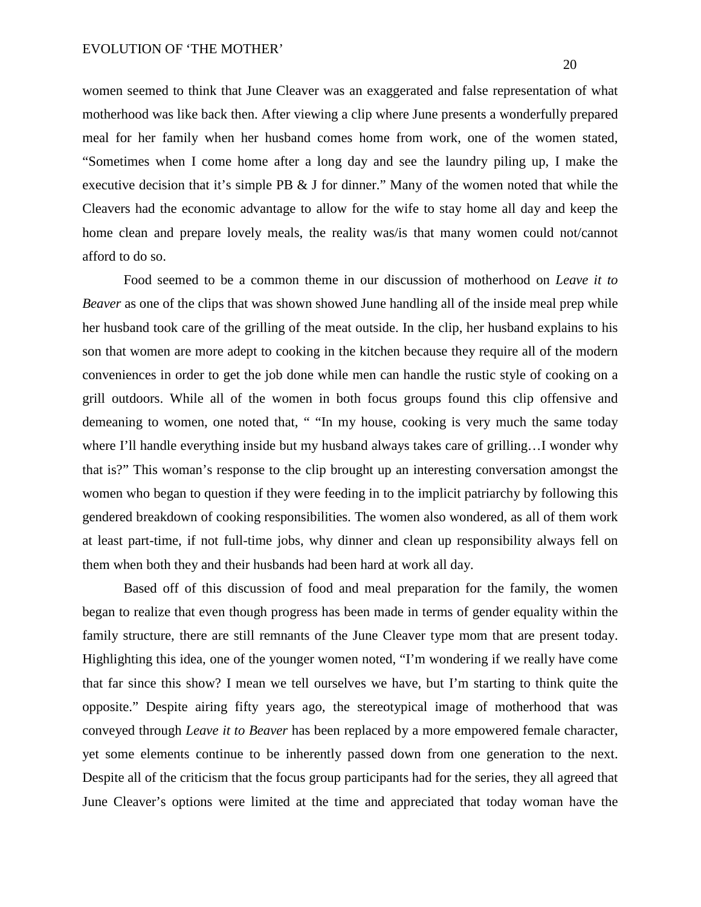women seemed to think that June Cleaver was an exaggerated and false representation of what motherhood was like back then. After viewing a clip where June presents a wonderfully prepared meal for her family when her husband comes home from work, one of the women stated, "Sometimes when I come home after a long day and see the laundry piling up, I make the executive decision that it's simple PB & J for dinner." Many of the women noted that while the Cleavers had the economic advantage to allow for the wife to stay home all day and keep the home clean and prepare lovely meals, the reality was/is that many women could not/cannot afford to do so.

Food seemed to be a common theme in our discussion of motherhood on *Leave it to Beaver* as one of the clips that was shown showed June handling all of the inside meal prep while her husband took care of the grilling of the meat outside. In the clip, her husband explains to his son that women are more adept to cooking in the kitchen because they require all of the modern conveniences in order to get the job done while men can handle the rustic style of cooking on a grill outdoors. While all of the women in both focus groups found this clip offensive and demeaning to women, one noted that, " "In my house, cooking is very much the same today where I'll handle everything inside but my husband always takes care of grilling…I wonder why that is?" This woman's response to the clip brought up an interesting conversation amongst the women who began to question if they were feeding in to the implicit patriarchy by following this gendered breakdown of cooking responsibilities. The women also wondered, as all of them work at least part-time, if not full-time jobs, why dinner and clean up responsibility always fell on them when both they and their husbands had been hard at work all day.

Based off of this discussion of food and meal preparation for the family, the women began to realize that even though progress has been made in terms of gender equality within the family structure, there are still remnants of the June Cleaver type mom that are present today. Highlighting this idea, one of the younger women noted, "I'm wondering if we really have come that far since this show? I mean we tell ourselves we have, but I'm starting to think quite the opposite." Despite airing fifty years ago, the stereotypical image of motherhood that was conveyed through *Leave it to Beaver* has been replaced by a more empowered female character, yet some elements continue to be inherently passed down from one generation to the next. Despite all of the criticism that the focus group participants had for the series, they all agreed that June Cleaver's options were limited at the time and appreciated that today woman have the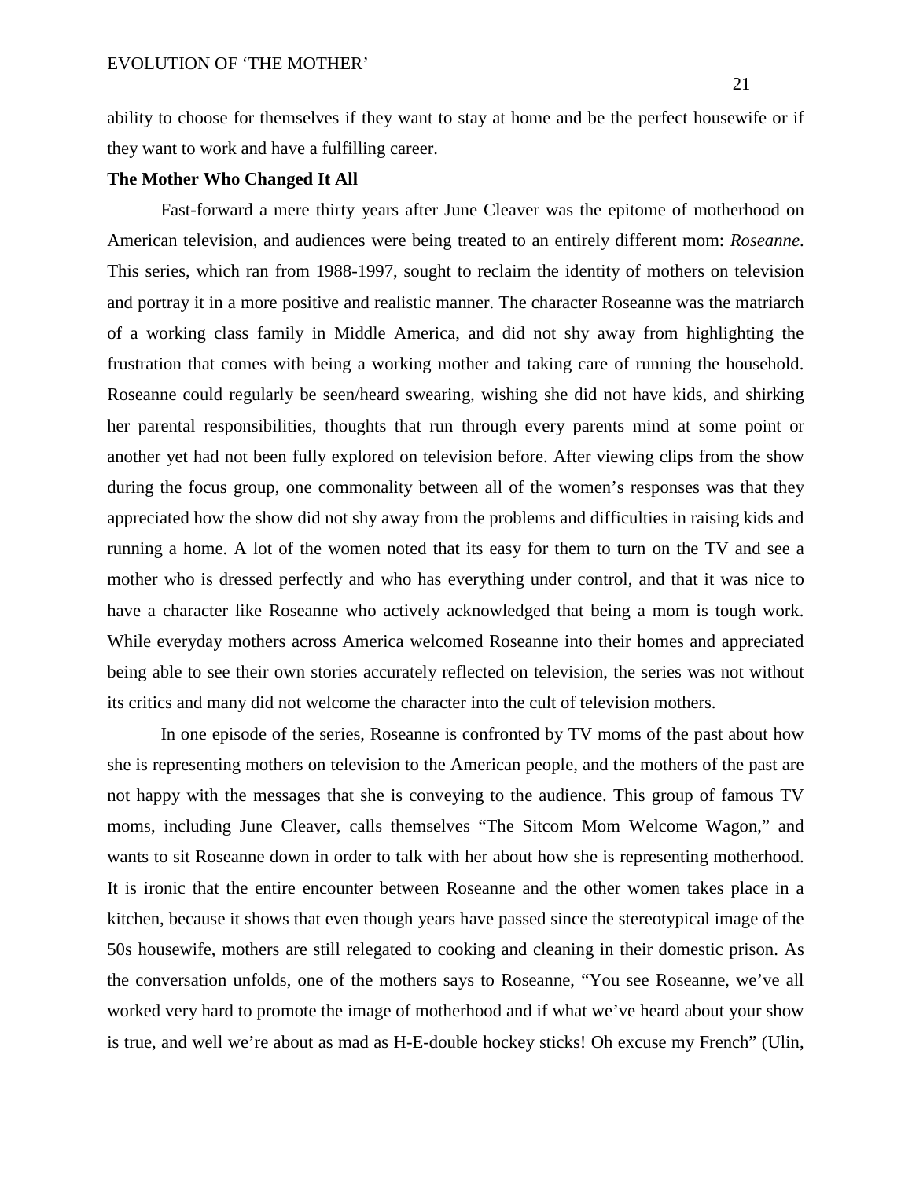ability to choose for themselves if they want to stay at home and be the perfect housewife or if they want to work and have a fulfilling career.

**The Mother Who Changed It All**

Fast-forward a mere thirty years after June Cleaver was the epitome of motherhood on American television, and audiences were being treated to an entirely different mom: *Roseanne*. This series, which ran from 1988-1997, sought to reclaim the identity of mothers on television and portray it in a more positive and realistic manner. The character Roseanne was the matriarch of a working class family in Middle America, and did not shy away from highlighting the frustration that comes with being a working mother and taking care of running the household. Roseanne could regularly be seen/heard swearing, wishing she did not have kids, and shirking her parental responsibilities, thoughts that run through every parents mind at some point or another yet had not been fully explored on television before. After viewing clips from the show during the focus group, one commonality between all of the women's responses was that they appreciated how the show did not shy away from the problems and difficulties in raising kids and running a home. A lot of the women noted that its easy for them to turn on the TV and see a mother who is dressed perfectly and who has everything under control, and that it was nice to have a character like Roseanne who actively acknowledged that being a mom is tough work. While everyday mothers across America welcomed Roseanne into their homes and appreciated being able to see their own stories accurately reflected on television, the series was not without its critics and many did not welcome the character into the cult of television mothers.

In one episode of the series, Roseanne is confronted by TV moms of the past about how she is representing mothers on television to the American people, and the mothers of the past are not happy with the messages that she is conveying to the audience. This group of famous TV moms, including June Cleaver, calls themselves "The Sitcom Mom Welcome Wagon," and wants to sit Roseanne down in order to talk with her about how she is representing motherhood. It is ironic that the entire encounter between Roseanne and the other women takes place in a kitchen, because it shows that even though years have passed since the stereotypical image of the 50s housewife, mothers are still relegated to cooking and cleaning in their domestic prison. As the conversation unfolds, one of the mothers says to Roseanne, "You see Roseanne, we've all worked very hard to promote the image of motherhood and if what we've heard about your show is true, and well we're about as mad as H-E-double hockey sticks! Oh excuse my French" (Ulin,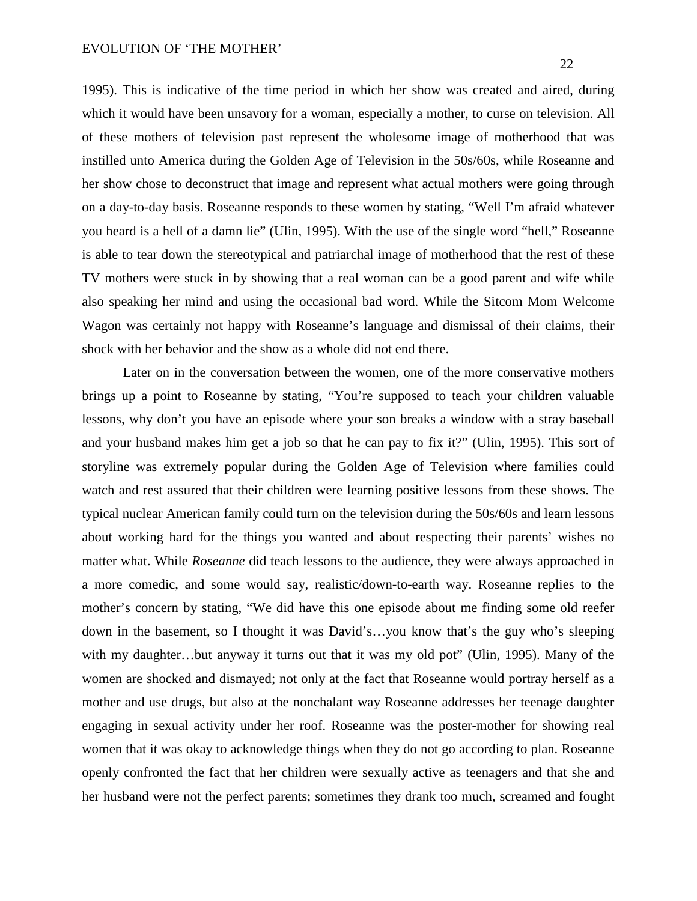1995). This is indicative of the time period in which her show was created and aired, during which it would have been unsavory for a woman, especially a mother, to curse on television. All of these mothers of television past represent the wholesome image of motherhood that was instilled unto America during the Golden Age of Television in the 50s/60s, while Roseanne and her show chose to deconstruct that image and represent what actual mothers were going through on a day-to-day basis. Roseanne responds to these women by stating, "Well I'm afraid whatever you heard is a hell of a damn lie" (Ulin, 1995). With the use of the single word "hell," Roseanne is able to tear down the stereotypical and patriarchal image of motherhood that the rest of these TV mothers were stuck in by showing that a real woman can be a good parent and wife while also speaking her mind and using the occasional bad word. While the Sitcom Mom Welcome Wagon was certainly not happy with Roseanne's language and dismissal of their claims, their shock with her behavior and the show as a whole did not end there.

Later on in the conversation between the women, one of the more conservative mothers brings up a point to Roseanne by stating, "You're supposed to teach your children valuable lessons, why don't you have an episode where your son breaks a window with a stray baseball and your husband makes him get a job so that he can pay to fix it?" (Ulin, 1995). This sort of storyline was extremely popular during the Golden Age of Television where families could watch and rest assured that their children were learning positive lessons from these shows. The typical nuclear American family could turn on the television during the 50s/60s and learn lessons about working hard for the things you wanted and about respecting their parents' wishes no matter what. While *Roseanne* did teach lessons to the audience, they were always approached in a more comedic, and some would say, realistic/down-to-earth way. Roseanne replies to the mother's concern by stating, "We did have this one episode about me finding some old reefer down in the basement, so I thought it was David's…you know that's the guy who's sleeping with my daughter…but anyway it turns out that it was my old pot" (Ulin, 1995). Many of the women are shocked and dismayed; not only at the fact that Roseanne would portray herself as a mother and use drugs, but also at the nonchalant way Roseanne addresses her teenage daughter engaging in sexual activity under her roof. Roseanne was the poster-mother for showing real women that it was okay to acknowledge things when they do not go according to plan. Roseanne openly confronted the fact that her children were sexually active as teenagers and that she and her husband were not the perfect parents; sometimes they drank too much, screamed and fought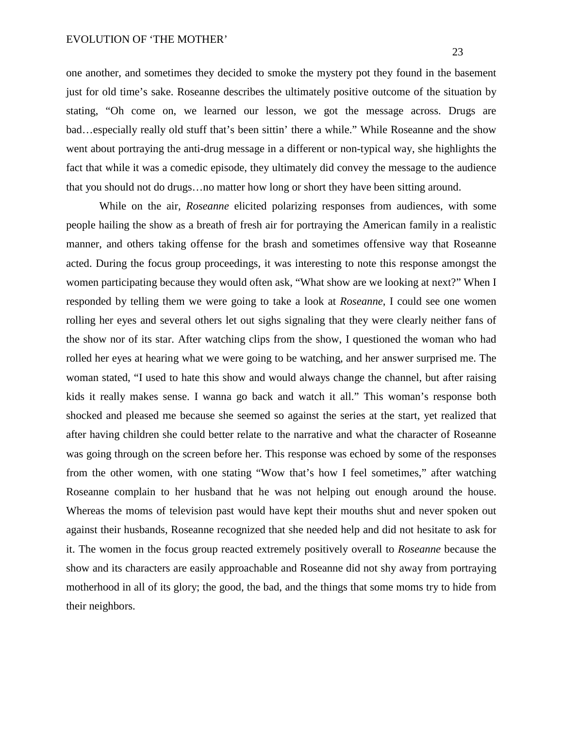one another, and sometimes they decided to smoke the mystery pot they found in the basement just for old time's sake. Roseanne describes the ultimately positive outcome of the situation by stating, "Oh come on, we learned our lesson, we got the message across. Drugs are bad…especially really old stuff that's been sittin' there a while." While Roseanne and the show went about portraying the anti-drug message in a different or non-typical way, she highlights the fact that while it was a comedic episode, they ultimately did convey the message to the audience that you should not do drugs…no matter how long or short they have been sitting around.

While on the air, *Roseanne* elicited polarizing responses from audiences, with some people hailing the show as a breath of fresh air for portraying the American family in a realistic manner, and others taking offense for the brash and sometimes offensive way that Roseanne acted. During the focus group proceedings, it was interesting to note this response amongst the women participating because they would often ask, "What show are we looking at next?" When I responded by telling them we were going to take a look at *Roseanne*, I could see one women rolling her eyes and several others let out sighs signaling that they were clearly neither fans of the show nor of its star. After watching clips from the show, I questioned the woman who had rolled her eyes at hearing what we were going to be watching, and her answer surprised me. The woman stated, "I used to hate this show and would always change the channel, but after raising kids it really makes sense. I wanna go back and watch it all." This woman's response both shocked and pleased me because she seemed so against the series at the start, yet realized that after having children she could better relate to the narrative and what the character of Roseanne was going through on the screen before her. This response was echoed by some of the responses from the other women, with one stating "Wow that's how I feel sometimes," after watching Roseanne complain to her husband that he was not helping out enough around the house. Whereas the moms of television past would have kept their mouths shut and never spoken out against their husbands, Roseanne recognized that she needed help and did not hesitate to ask for it. The women in the focus group reacted extremely positively overall to *Roseanne* because the show and its characters are easily approachable and Roseanne did not shy away from portraying motherhood in all of its glory; the good, the bad, and the things that some moms try to hide from their neighbors.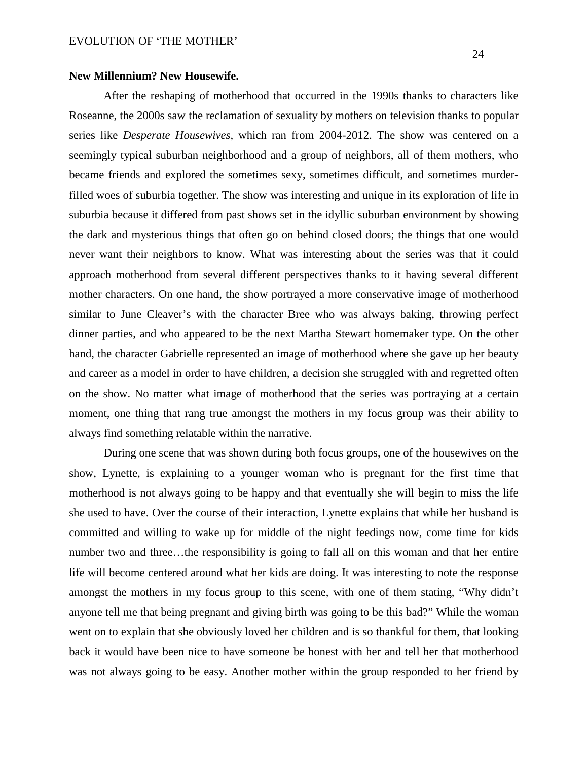**New Millennium? New Housewife.**

After the reshaping of motherhood that occurred in the 1990s thanks to characters like Roseanne, the 2000s saw the reclamation of sexuality by mothers on television thanks to popular series like *Desperate Housewives*, which ran from 2004-2012. The show was centered on a seemingly typical suburban neighborhood and a group of neighbors, all of them mothers, who became friends and explored the sometimes sexy, sometimes difficult, and sometimes murder-filled woes of suburbia together. The show was interesting and unique in its exploration of life in suburbia because it differed from past shows set in the idyllic suburban environment by showing the dark and mysterious things that often go on behind closed doors; the things that one would never want their neighbors to know. What was interesting about the series was that it could approach motherhood from several different perspectives thanks to it having several different mother characters. On one hand, the show portrayed a more conservative image of motherhood similar to June Cleaver's with the character Bree who was always baking, throwing perfect dinner parties, and who appeared to be the next Martha Stewart homemaker type. On the other hand, the character Gabrielle represented an image of motherhood where she gave up her beauty and career as a model in order to have children, a decision she struggled with and regretted often on the show. No matter what image of motherhood that the series was portraying at a certain moment, one thing that rang true amongst the mothers in my focus group was their ability to always find something relatable within the narrative.

During one scene that was shown during both focus groups, one of the housewives on the show, Lynette, is explaining to a younger woman who is pregnant for the first time that motherhood is not always going to be happy and that eventually she will begin to miss the life she used to have. Over the course of their interaction, Lynette explains that while her husband is committed and willing to wake up for middle of the night feedings now, come time for kids number two and three…the responsibility is going to fall all on this woman and that her entire life will become centered around what her kids are doing. It was interesting to note the response amongst the mothers in my focus group to this scene, with one of them stating, "Why didn't anyone tell me that being pregnant and giving birth was going to be this bad?" While the woman went on to explain that she obviously loved her children and is so thankful for them, that looking back it would have been nice to have someone be honest with her and tell her that motherhood was not always going to be easy. Another mother within the group responded to her friend by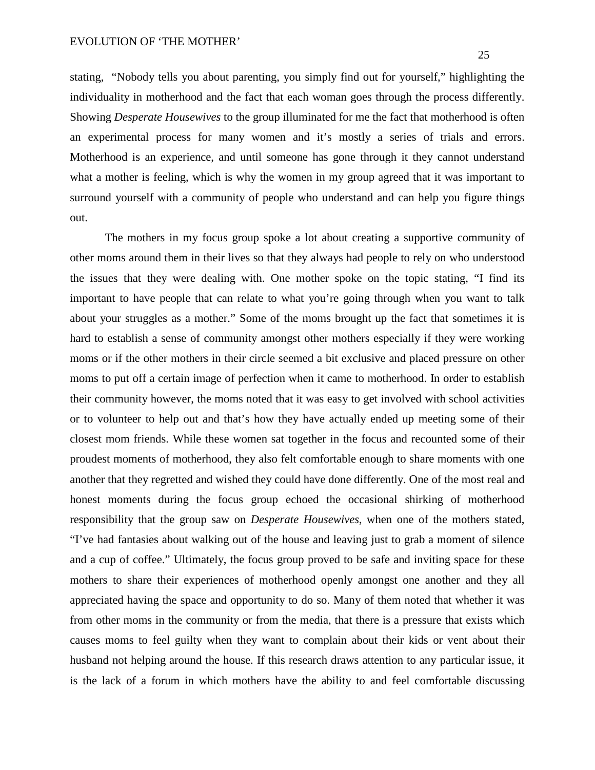stating, "Nobody tells you about parenting, you simply find out for yourself," highlighting the individuality in motherhood and the fact that each woman goes through the process differently. Showing *Desperate Housewives* to the group illuminated for me the fact that motherhood is often an experimental process for many women and it's mostly a series of trials and errors. Motherhood is an experience, and until someone has gone through it they cannot understand what a mother is feeling, which is why the women in my group agreed that it was important to surround yourself with a community of people who understand and can help you figure things out.

The mothers in my focus group spoke a lot about creating a supportive community of other moms around them in their lives so that they always had people to rely on who understood the issues that they were dealing with. One mother spoke on the topic stating, "I find its important to have people that can relate to what you're going through when you want to talk about your struggles as a mother." Some of the moms brought up the fact that sometimes it is hard to establish a sense of community amongst other mothers especially if they were working moms or if the other mothers in their circle seemed a bit exclusive and placed pressure on other moms to put off a certain image of perfection when it came to motherhood. In order to establish their community however, the moms noted that it was easy to get involved with school activities or to volunteer to help out and that's how they have actually ended up meeting some of their closest mom friends. While these women sat together in the focus and recounted some of their proudest moments of motherhood, they also felt comfortable enough to share moments with one another that they regretted and wished they could have done differently. One of the most real and honest moments during the focus group echoed the occasional shirking of motherhood responsibility that the group saw on *Desperate Housewives*, when one of the mothers stated, "I've had fantasies about walking out of the house and leaving just to grab a moment of silence and a cup of coffee." Ultimately, the focus group proved to be safe and inviting space for these mothers to share their experiences of motherhood openly amongst one another and they all appreciated having the space and opportunity to do so. Many of them noted that whether it was from other moms in the community or from the media, that there is a pressure that exists which causes moms to feel guilty when they want to complain about their kids or vent about their husband not helping around the house. If this research draws attention to any particular issue, it is the lack of a forum in which mothers have the ability to and feel comfortable discussing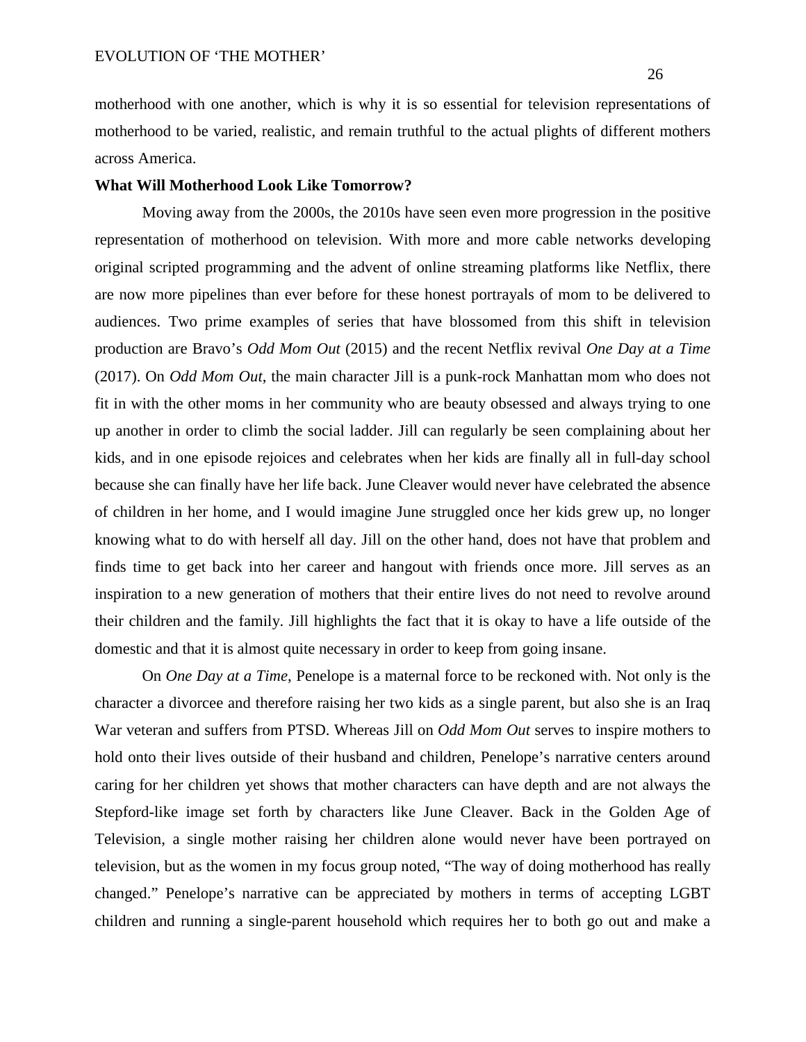motherhood with one another, which is why it is so essential for television representations of motherhood to be varied, realistic, and remain truthful to the actual plights of different mothers across America.

**What Will Motherhood Look Like Tomorrow?**

Moving away from the 2000s, the 2010s have seen even more progression in the positive representation of motherhood on television. With more and more cable networks developing original scripted programming and the advent of online streaming platforms like Netflix, there are now more pipelines than ever before for these honest portrayals of mom to be delivered to audiences. Two prime examples of series that have blossomed from this shift in television production are Bravo's *Odd Mom Out* (2015) and the recent Netflix revival *One Day at a Time* (2017). On *Odd Mom Out*, the main character Jill is a punk-rock Manhattan mom who does not fit in with the other moms in her community who are beauty obsessed and always trying to one up another in order to climb the social ladder. Jill can regularly be seen complaining about her kids, and in one episode rejoices and celebrates when her kids are finally all in full-day school because she can finally have her life back. June Cleaver would never have celebrated the absence of children in her home, and I would imagine June struggled once her kids grew up, no longer knowing what to do with herself all day. Jill on the other hand, does not have that problem and finds time to get back into her career and hangout with friends once more. Jill serves as an inspiration to a new generation of mothers that their entire lives do not need to revolve around their children and the family. Jill highlights the fact that it is okay to have a life outside of the domestic and that it is almost quite necessary in order to keep from going insane.

On *One Day at a Time*, Penelope is a maternal force to be reckoned with. Not only is the character a divorcee and therefore raising her two kids as a single parent, but also she is an Iraq War veteran and suffers from PTSD. Whereas Jill on *Odd Mom Out* serves to inspire mothers to hold onto their lives outside of their husband and children, Penelope's narrative centers around caring for her children yet shows that mother characters can have depth and are not always the Stepford-like image set forth by characters like June Cleaver. Back in the Golden Age of Television, a single mother raising her children alone would never have been portrayed on television, but as the women in my focus group noted, "The way of doing motherhood has really changed." Penelope's narrative can be appreciated by mothers in terms of accepting LGBT children and running a single-parent household which requires her to both go out and make a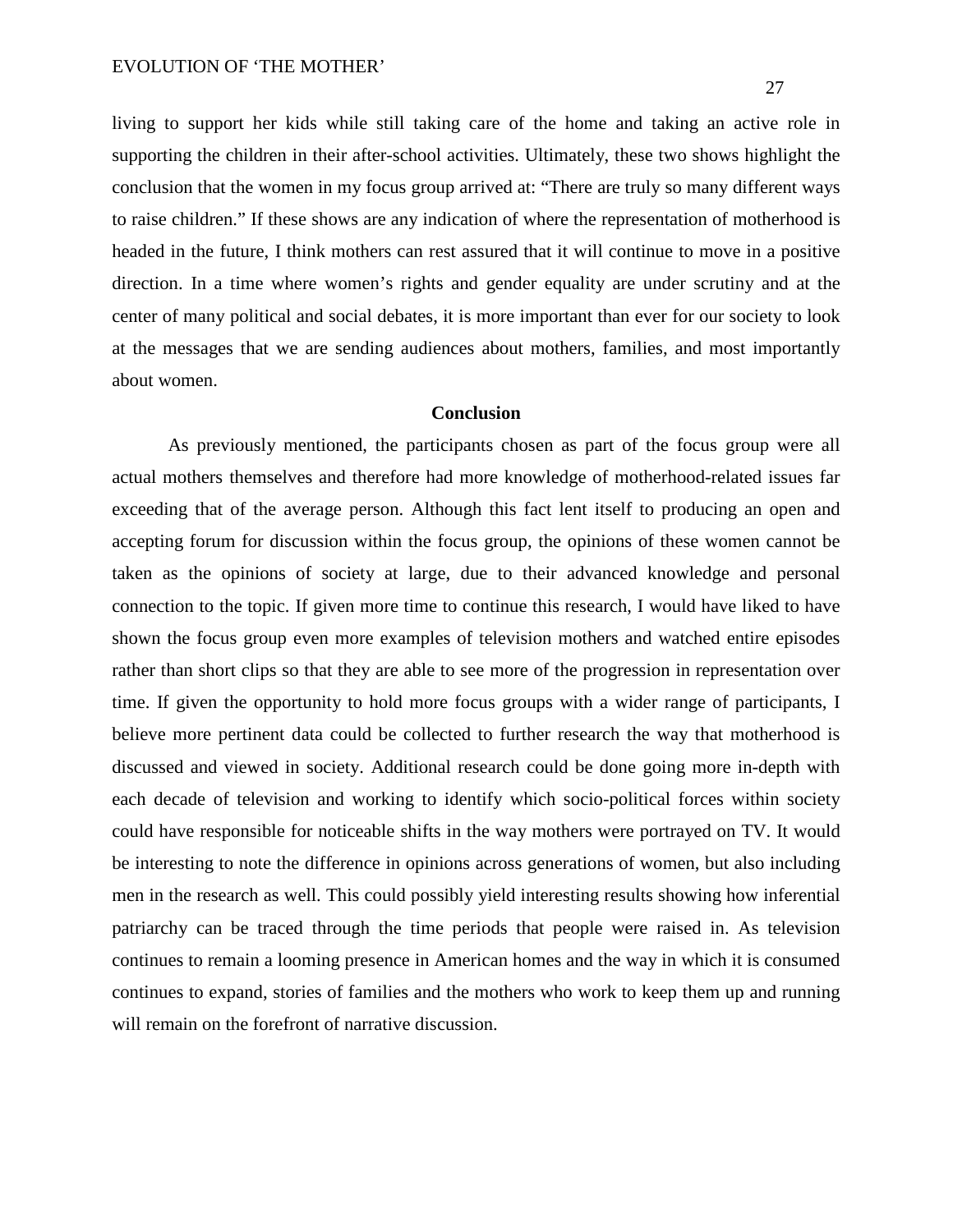living to support her kids while still taking care of the home and taking an active role in supporting the children in their after-school activities. Ultimately, these two shows highlight the conclusion that the women in my focus group arrived at: "There are truly so many different ways to raise children." If these shows are any indication of where the representation of motherhood is headed in the future, I think mothers can rest assured that it will continue to move in a positive direction. In a time where women's rights and gender equality are under scrutiny and at the center of many political and social debates, it is more important than ever for our society to look at the messages that we are sending audiences about mothers, families, and most importantly about women.

## Conclusion

As previously mentioned, the participants chosen as part of the focus group were all actual mothers themselves and therefore had more knowledge of motherhood-related issues far exceeding that of the average person. Although this fact lent itself to producing an open and accepting forum for discussion within the focus group, the opinions of these women cannot be taken as the opinions of society at large, due to their advanced knowledge and personal connection to the topic. If given more time to continue this research, I would have liked to have shown the focus group even more examples of television mothers and watched entire episodes rather than short clips so that they are able to see more of the progression in representation over time. If given the opportunity to hold more focus groups with a wider range of participants, I believe more pertinent data could be collected to further research the way that motherhood is discussed and viewed in society. Additional research could be done going more in-depth with each decade of television and working to identify which socio-political forces within society could have responsible for noticeable shifts in the way mothers were portrayed on TV. It would be interesting to note the difference in opinions across generations of women, but also including men in the research as well. This could possibly yield interesting results showing how inferential patriarchy can be traced through the time periods that people were raised in. As television continues to remain a looming presence in American homes and the way in which it is consumed continues to expand, stories of families and the mothers who work to keep them up and running will remain on the forefront of narrative discussion.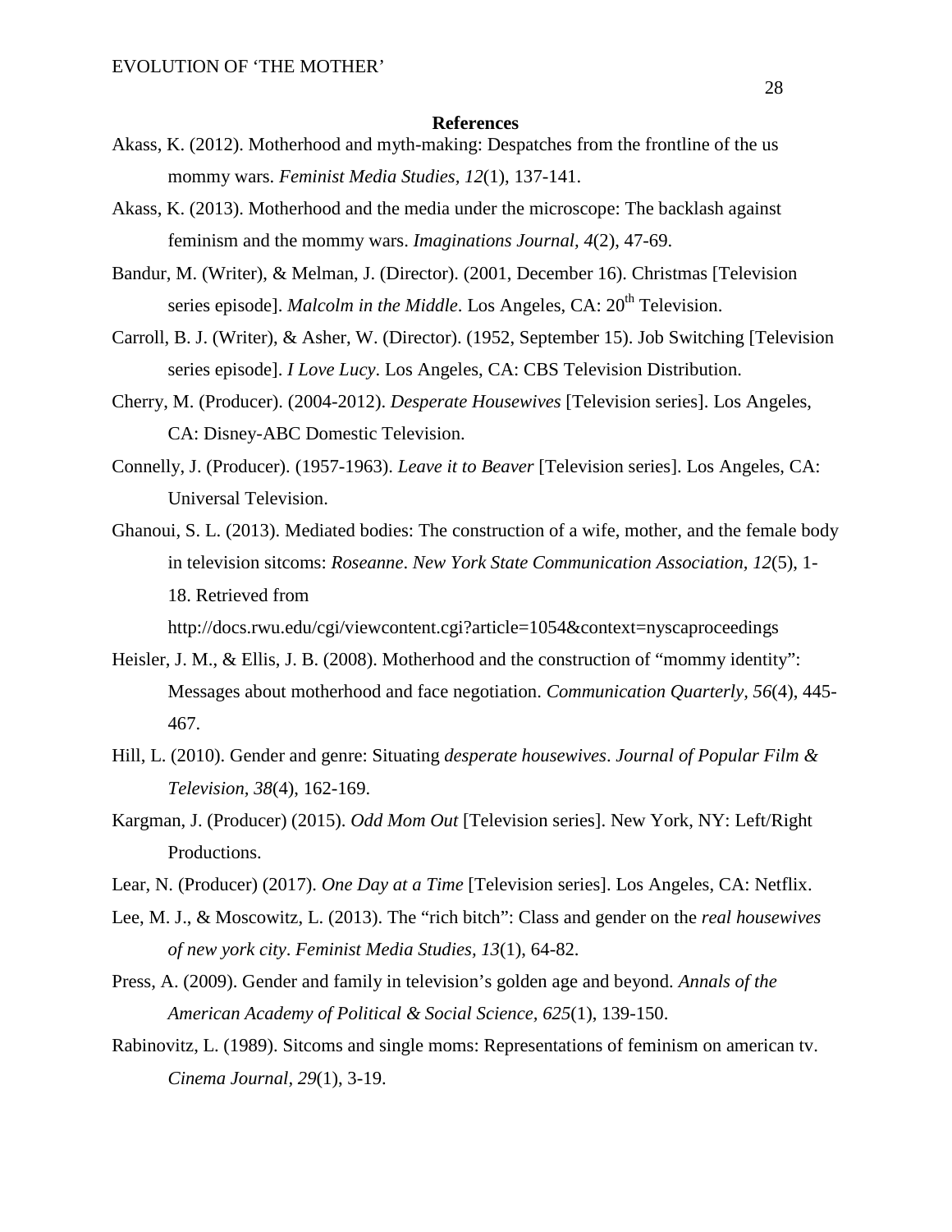## References

Akass, K. (2012). Motherhood and myth-making: Despatches from the frontline of the us mommy wars. *Feminist Media Studies, 12*(1), 137-141.

Akass, K. (2013). Motherhood and the media under the microscope: The backlash against feminism and the mommy wars. *Imaginations Journal, 4*(2), 47-69.

Bandur, M. (Writer), & Melman, J. (Director). (2001, December 16). Christmas [Television series episode]. *Malcolm in the Middle*. Los Angeles, CA: 20th Television.

Carroll, B. J. (Writer), & Asher, W. (Director). (1952, September 15). Job Switching [Television series episode]. *I Love Lucy*. Los Angeles, CA: CBS Television Distribution.

Cherry, M. (Producer). (2004-2012). *Desperate Housewives* [Television series]. Los Angeles, CA: Disney-ABC Domestic Television.

Connelly, J. (Producer). (1957-1963). *Leave it to Beaver* [Television series]. Los Angeles, CA: Universal Television.

Ghanoui, S. L. (2013). Mediated bodies: The construction of a wife, mother, and the female body in television sitcoms: *Roseanne*. *New York State Communication Association, 12*(5), 1-18. Retrieved from http://docs.rwu.edu/cgi/viewcontent.cgi?article=1054&context=nyscaproceedings

Heisler, J. M., & Ellis, J. B. (2008). Motherhood and the construction of "mommy identity": Messages about motherhood and face negotiation. *Communication Quarterly, 56*(4), 445-467.

Hill, L. (2010). Gender and genre: Situating *desperate housewives*. *Journal of Popular Film & Television, 38*(4), 162-169.

Kargman, J. (Producer) (2015). *Odd Mom Out* [Television series]. New York, NY: Left/Right Productions.

Lear, N. (Producer) (2017). *One Day at a Time* [Television series]. Los Angeles, CA: Netflix.

Lee, M. J., & Moscowitz, L. (2013). The "rich bitch": Class and gender on the *real housewives of new york city*. *Feminist Media Studies, 13*(1), 64-82.

Press, A. (2009). Gender and family in television's golden age and beyond. *Annals of the American Academy of Political & Social Science, 625*(1), 139-150.

Rabinovitz, L. (1989). Sitcoms and single moms: Representations of feminism on american tv. *Cinema Journal, 29*(1), 3-19.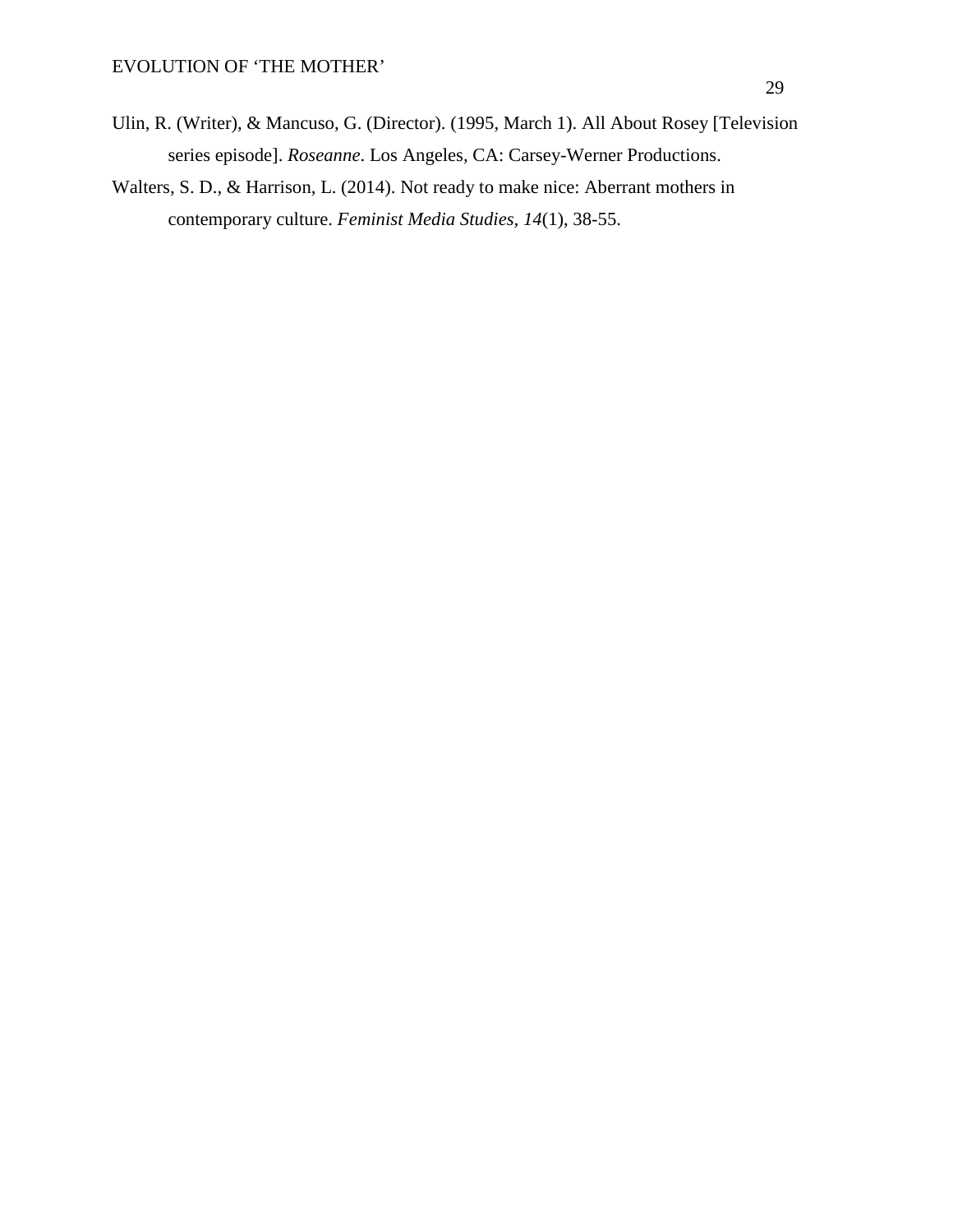Ulin, R. (Writer), & Mancuso, G. (Director). (1995, March 1). All About Rosey [Television series episode]. *Roseanne*. Los Angeles, CA: Carsey-Werner Productions.

Walters, S. D., & Harrison, L. (2014). Not ready to make nice: Aberrant mothers in contemporary culture. *Feminist Media Studies, 14*(1), 38-55.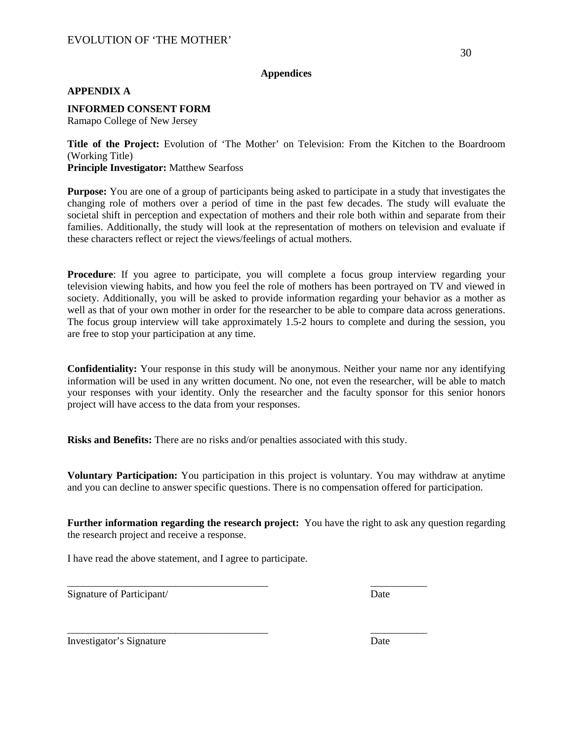## Appendices

### APPENDIX A

**INFORMED CONSENT FORM**
Ramapo College of New Jersey

**Title of the Project:** Evolution of 'The Mother' on Television: From the Kitchen to the Boardroom (Working Title)
**Principle Investigator:** Matthew Searfoss

**Purpose:** You are one of a group of participants being asked to participate in a study that investigates the changing role of mothers over a period of time in the past few decades. The study will evaluate the societal shift in perception and expectation of mothers and their role both within and separate from their families. Additionally, the study will look at the representation of mothers on television and evaluate if these characters reflect or reject the views/feelings of actual mothers.

**Procedure**: If you agree to participate, you will complete a focus group interview regarding your television viewing habits, and how you feel the role of mothers has been portrayed on TV and viewed in society. Additionally, you will be asked to provide information regarding your behavior as a mother as well as that of your own mother in order for the researcher to be able to compare data across generations. The focus group interview will take approximately 1.5-2 hours to complete and during the session, you are free to stop your participation at any time.

**Confidentiality:** Your response in this study will be anonymous. Neither your name nor any identifying information will be used in any written document. No one, not even the researcher, will be able to match your responses with your identity. Only the researcher and the faculty sponsor for this senior honors project will have access to the data from your responses.

**Risks and Benefits:** There are no risks and/or penalties associated with this study.

**Voluntary Participation:** You participation in this project is voluntary. You may withdraw at anytime and you can decline to answer specific questions. There is no compensation offered for participation.

**Further information regarding the research project:** You have the right to ask any question regarding the research project and receive a response.

I have read the above statement, and I agree to participate.

_______________________________________ ___________
Signature of Participant/ Date

_______________________________________ ___________
Investigator's Signature Date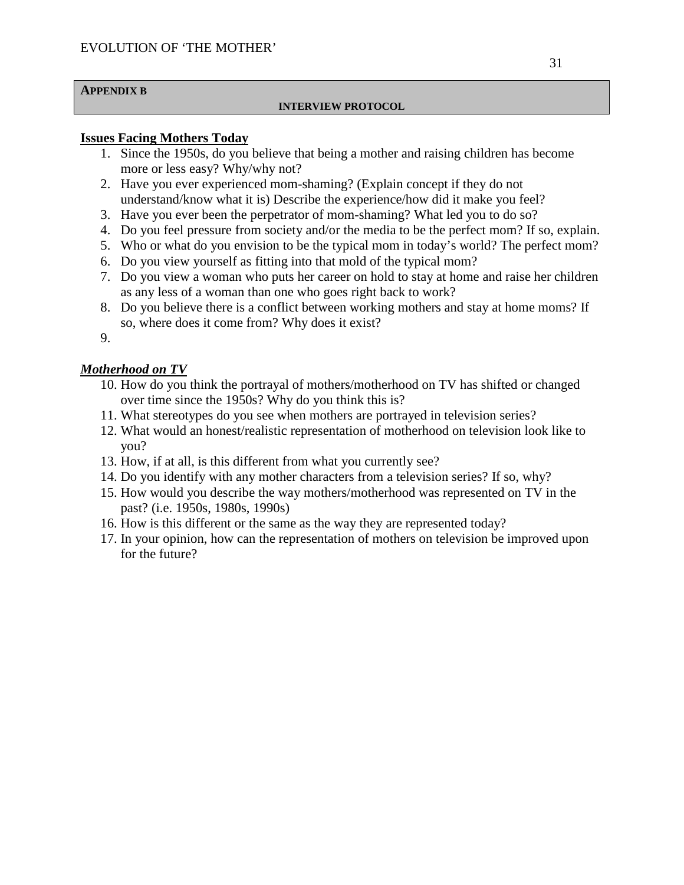## APPENDIX B

### INTERVIEW PROTOCOL

**Issues Facing Mothers Today**

1. Since the 1950s, do you believe that being a mother and raising children has become more or less easy? Why/why not?
2. Have you ever experienced mom-shaming? (Explain concept if they do not understand/know what it is) Describe the experience/how did it make you feel?
3. Have you ever been the perpetrator of mom-shaming? What led you to do so?
4. Do you feel pressure from society and/or the media to be the perfect mom? If so, explain.
5. Who or what do you envision to be the typical mom in today's world? The perfect mom?
6. Do you view yourself as fitting into that mold of the typical mom?
7. Do you view a woman who puts her career on hold to stay at home and raise her children as any less of a woman than one who goes right back to work?
8. Do you believe there is a conflict between working mothers and stay at home moms? If so, where does it come from? Why does it exist?
9.

***Motherhood on TV***

10. How do you think the portrayal of mothers/motherhood on TV has shifted or changed over time since the 1950s? Why do you think this is?
11. What stereotypes do you see when mothers are portrayed in television series?
12. What would an honest/realistic representation of motherhood on television look like to you?
13. How, if at all, is this different from what you currently see?
14. Do you identify with any mother characters from a television series? If so, why?
15. How would you describe the way mothers/motherhood was represented on TV in the past? (i.e. 1950s, 1980s, 1990s)
16. How is this different or the same as the way they are represented today?
17. In your opinion, how can the representation of mothers on television be improved upon for the future?